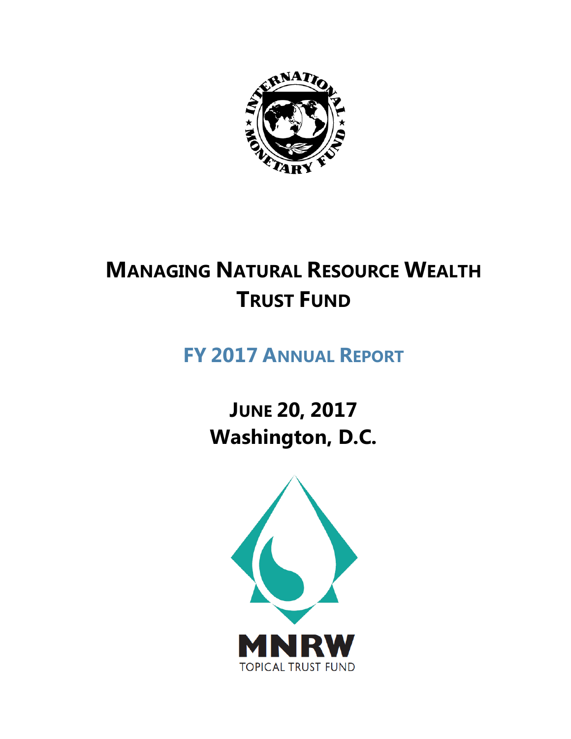# Managing Natural Resource Wealth Trust Fund

## FY 2017 Annual Report

**June 20, 2017**
**Washington, D.C.**

MNRW
TOPICAL TRUST FUND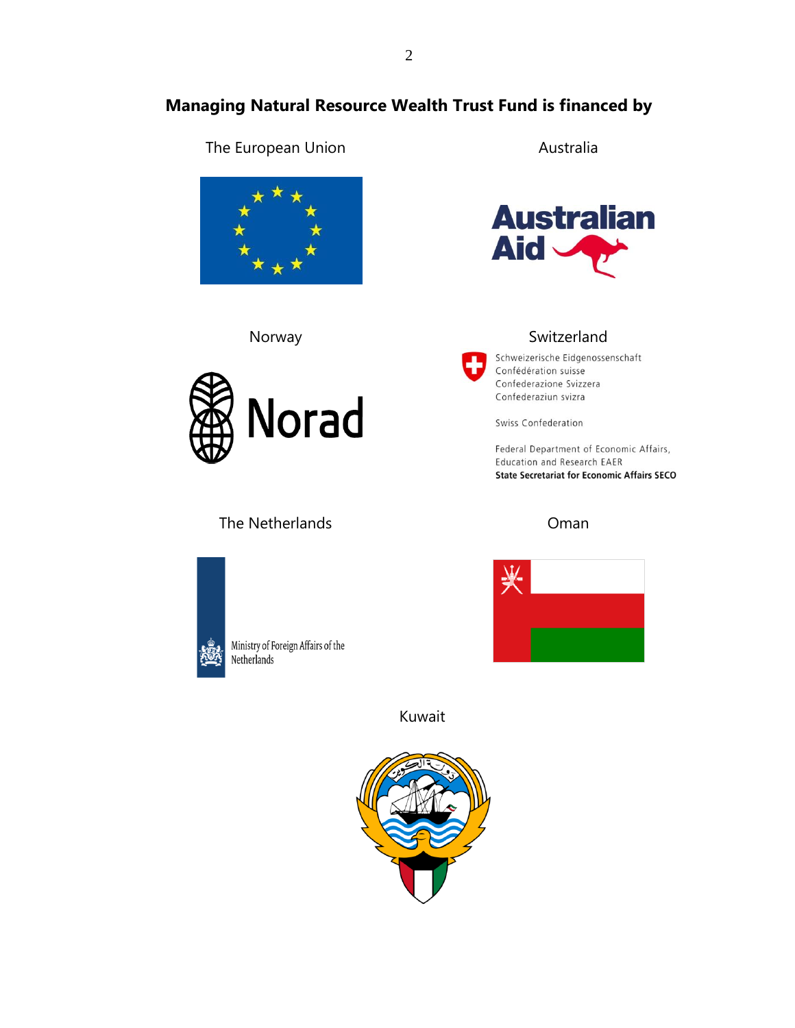**Managing Natural Resource Wealth Trust Fund is financed by**

The European Union

Australia

Australian Aid

Norway

Norad

Switzerland

Schweizerische Eidgenossenschaft
Confédération suisse
Confederazione Svizzera
Confederaziun svizra

Swiss Confederation

Federal Department of Economic Affairs,
Education and Research EAER
**State Secretariat for Economic Affairs SECO**

The Netherlands

Ministry of Foreign Affairs of the
Netherlands

Oman

Kuwait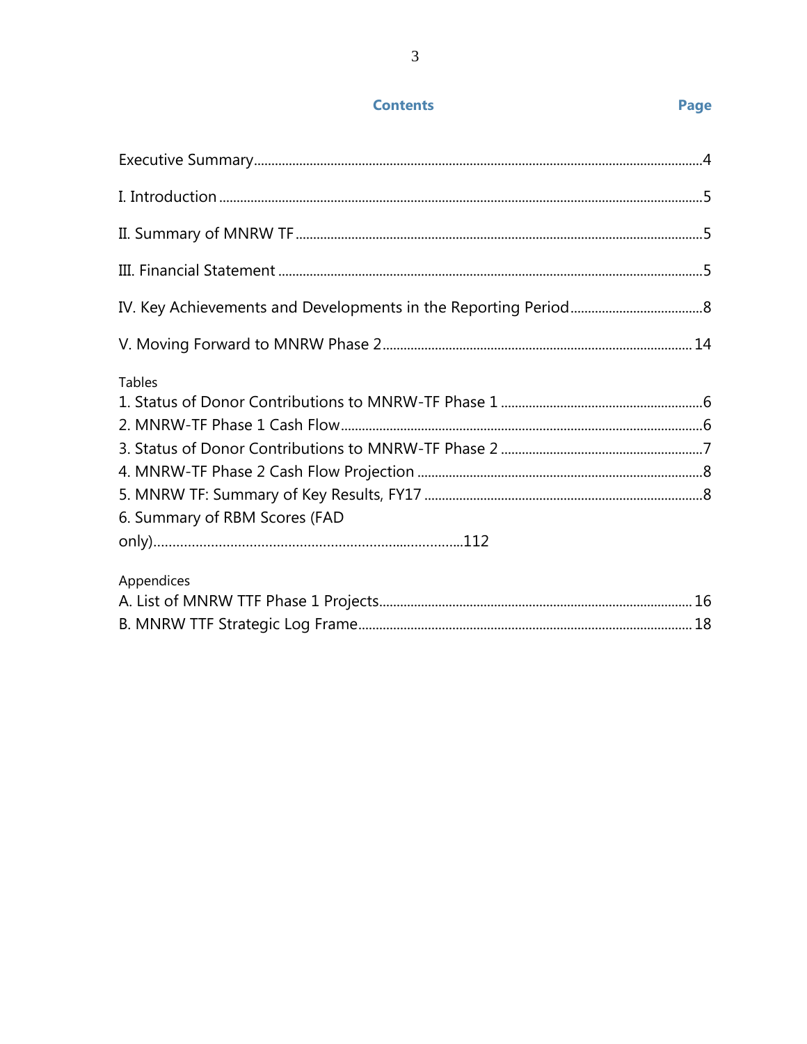## Contents

**Page**

Executive Summary....................................................................................................................4

I. Introduction ............................................................................................................................5

II. Summary of MNRW TF ........................................................................................................5

III. Financial Statement ............................................................................................................5

IV. Key Achievements and Developments in the Reporting Period.......................................8

V. Moving Forward to MNRW Phase 2..................................................................................14

Tables

1. Status of Donor Contributions to MNRW-TF Phase 1 ..........................................................6
2. MNRW-TF Phase 1 Cash Flow.............................................................................................6
3. Status of Donor Contributions to MNRW-TF Phase 2 ..........................................................7
4. MNRW-TF Phase 2 Cash Flow Projection ...........................................................................8
5. MNRW TF: Summary of Key Results, FY17 ........................................................................8
6. Summary of RBM Scores (FAD only)...................................................................................112

Appendices

A. List of MNRW TTF Phase 1 Projects.................................................................................16

B. MNRW TTF Strategic Log Frame.......................................................................................18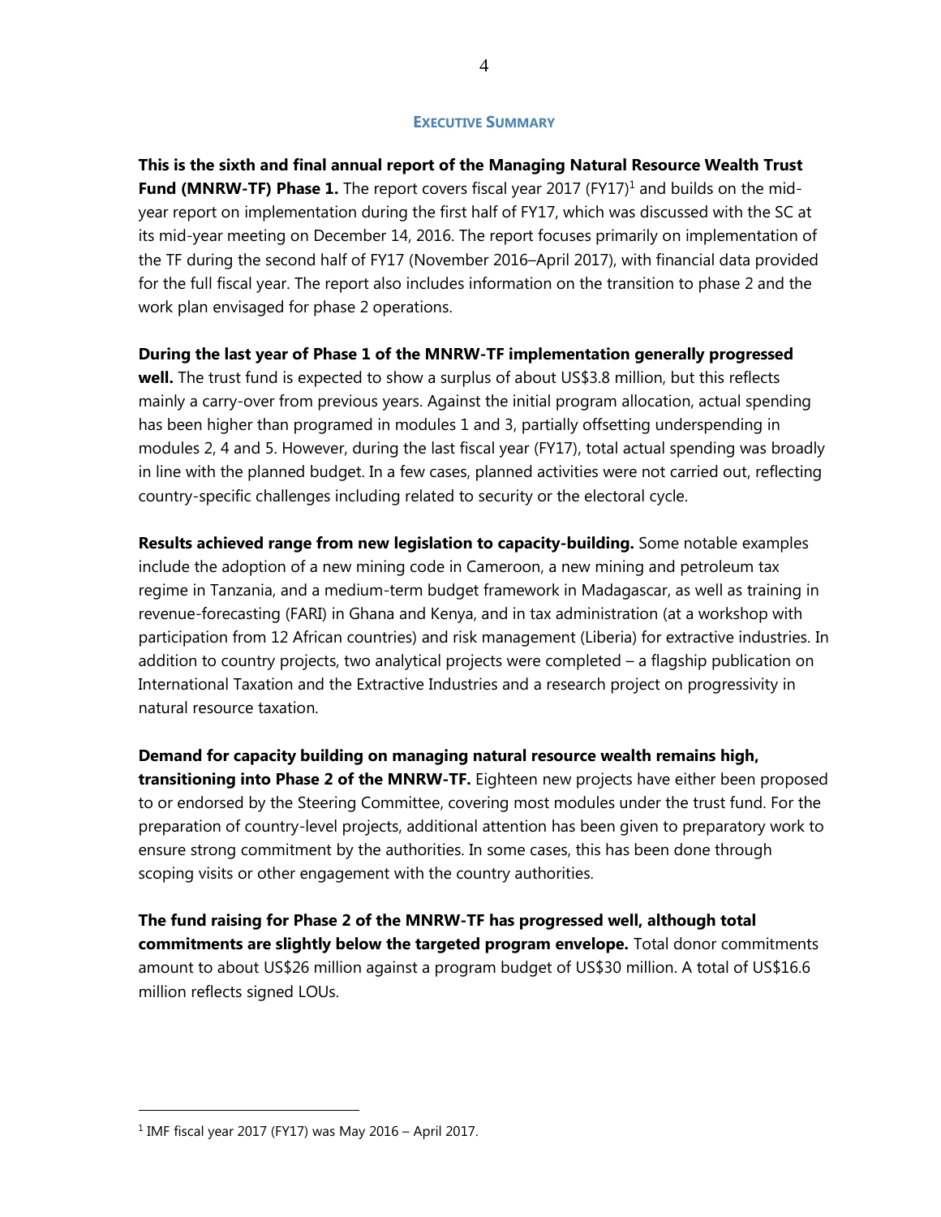## EXECUTIVE SUMMARY

**This is the sixth and final annual report of the Managing Natural Resource Wealth Trust Fund (MNRW-TF) Phase 1.** The report covers fiscal year 2017 (FY17)[1] and builds on the mid-year report on implementation during the first half of FY17, which was discussed with the SC at its mid-year meeting on December 14, 2016. The report focuses primarily on implementation of the TF during the second half of FY17 (November 2016–April 2017), with financial data provided for the full fiscal year. The report also includes information on the transition to phase 2 and the work plan envisaged for phase 2 operations.

**During the last year of Phase 1 of the MNRW-TF implementation generally progressed well.** The trust fund is expected to show a surplus of about US$3.8 million, but this reflects mainly a carry-over from previous years. Against the initial program allocation, actual spending has been higher than programed in modules 1 and 3, partially offsetting underspending in modules 2, 4 and 5. However, during the last fiscal year (FY17), total actual spending was broadly in line with the planned budget. In a few cases, planned activities were not carried out, reflecting country-specific challenges including related to security or the electoral cycle.

**Results achieved range from new legislation to capacity-building.** Some notable examples include the adoption of a new mining code in Cameroon, a new mining and petroleum tax regime in Tanzania, and a medium-term budget framework in Madagascar, as well as training in revenue-forecasting (FARI) in Ghana and Kenya, and in tax administration (at a workshop with participation from 12 African countries) and risk management (Liberia) for extractive industries. In addition to country projects, two analytical projects were completed – a flagship publication on International Taxation and the Extractive Industries and a research project on progressivity in natural resource taxation.

**Demand for capacity building on managing natural resource wealth remains high, transitioning into Phase 2 of the MNRW-TF.** Eighteen new projects have either been proposed to or endorsed by the Steering Committee, covering most modules under the trust fund. For the preparation of country-level projects, additional attention has been given to preparatory work to ensure strong commitment by the authorities. In some cases, this has been done through scoping visits or other engagement with the country authorities.

**The fund raising for Phase 2 of the MNRW-TF has progressed well, although total commitments are slightly below the targeted program envelope.** Total donor commitments amount to about US$26 million against a program budget of US$30 million. A total of US$16.6 million reflects signed LOUs.

---

[1] IMF fiscal year 2017 (FY17) was May 2016 – April 2017.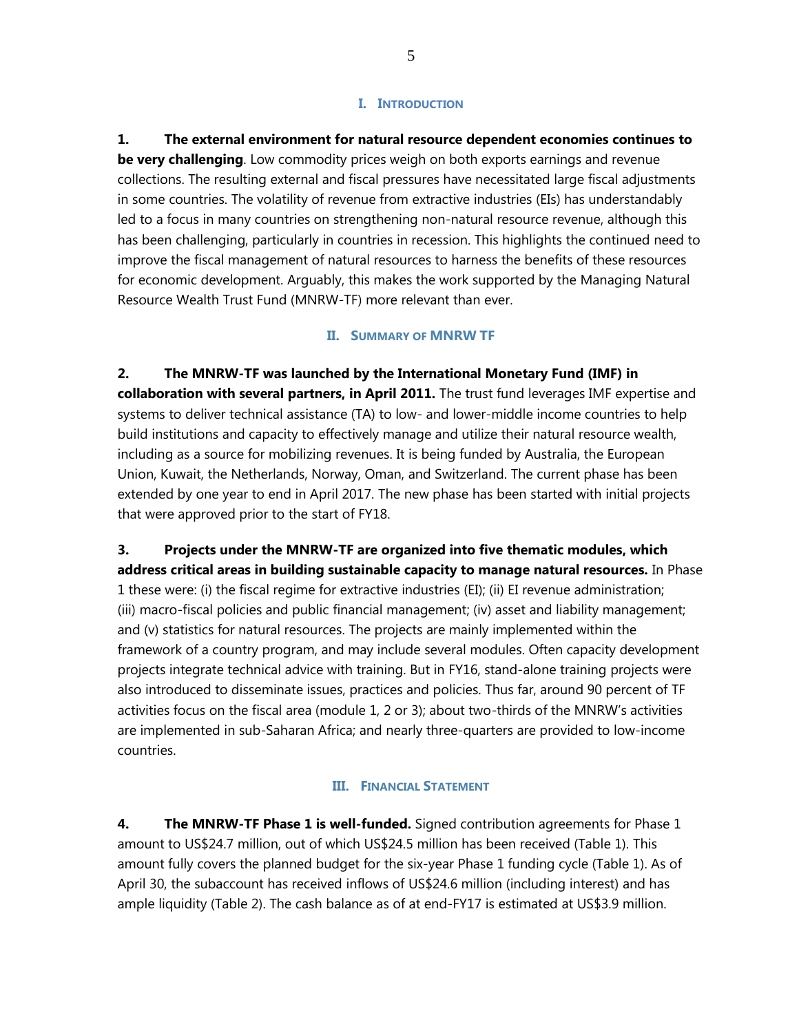## I. INTRODUCTION

**1. The external environment for natural resource dependent economies continues to be very challenging**. Low commodity prices weigh on both exports earnings and revenue collections. The resulting external and fiscal pressures have necessitated large fiscal adjustments in some countries. The volatility of revenue from extractive industries (EIs) has understandably led to a focus in many countries on strengthening non-natural resource revenue, although this has been challenging, particularly in countries in recession. This highlights the continued need to improve the fiscal management of natural resources to harness the benefits of these resources for economic development. Arguably, this makes the work supported by the Managing Natural Resource Wealth Trust Fund (MNRW-TF) more relevant than ever.

## II. SUMMARY OF MNRW TF

**2. The MNRW-TF was launched by the International Monetary Fund (IMF) in collaboration with several partners, in April 2011.** The trust fund leverages IMF expertise and systems to deliver technical assistance (TA) to low- and lower-middle income countries to help build institutions and capacity to effectively manage and utilize their natural resource wealth, including as a source for mobilizing revenues. It is being funded by Australia, the European Union, Kuwait, the Netherlands, Norway, Oman, and Switzerland. The current phase has been extended by one year to end in April 2017. The new phase has been started with initial projects that were approved prior to the start of FY18.

**3. Projects under the MNRW-TF are organized into five thematic modules, which address critical areas in building sustainable capacity to manage natural resources.** In Phase 1 these were: (i) the fiscal regime for extractive industries (EI); (ii) EI revenue administration; (iii) macro-fiscal policies and public financial management; (iv) asset and liability management; and (v) statistics for natural resources. The projects are mainly implemented within the framework of a country program, and may include several modules. Often capacity development projects integrate technical advice with training. But in FY16, stand-alone training projects were also introduced to disseminate issues, practices and policies. Thus far, around 90 percent of TF activities focus on the fiscal area (module 1, 2 or 3); about two-thirds of the MNRW's activities are implemented in sub-Saharan Africa; and nearly three-quarters are provided to low-income countries.

## III. FINANCIAL STATEMENT

**4. The MNRW-TF Phase 1 is well-funded.** Signed contribution agreements for Phase 1 amount to US$24.7 million, out of which US$24.5 million has been received (Table 1). This amount fully covers the planned budget for the six-year Phase 1 funding cycle (Table 1). As of April 30, the subaccount has received inflows of US$24.6 million (including interest) and has ample liquidity (Table 2). The cash balance as of at end-FY17 is estimated at US$3.9 million.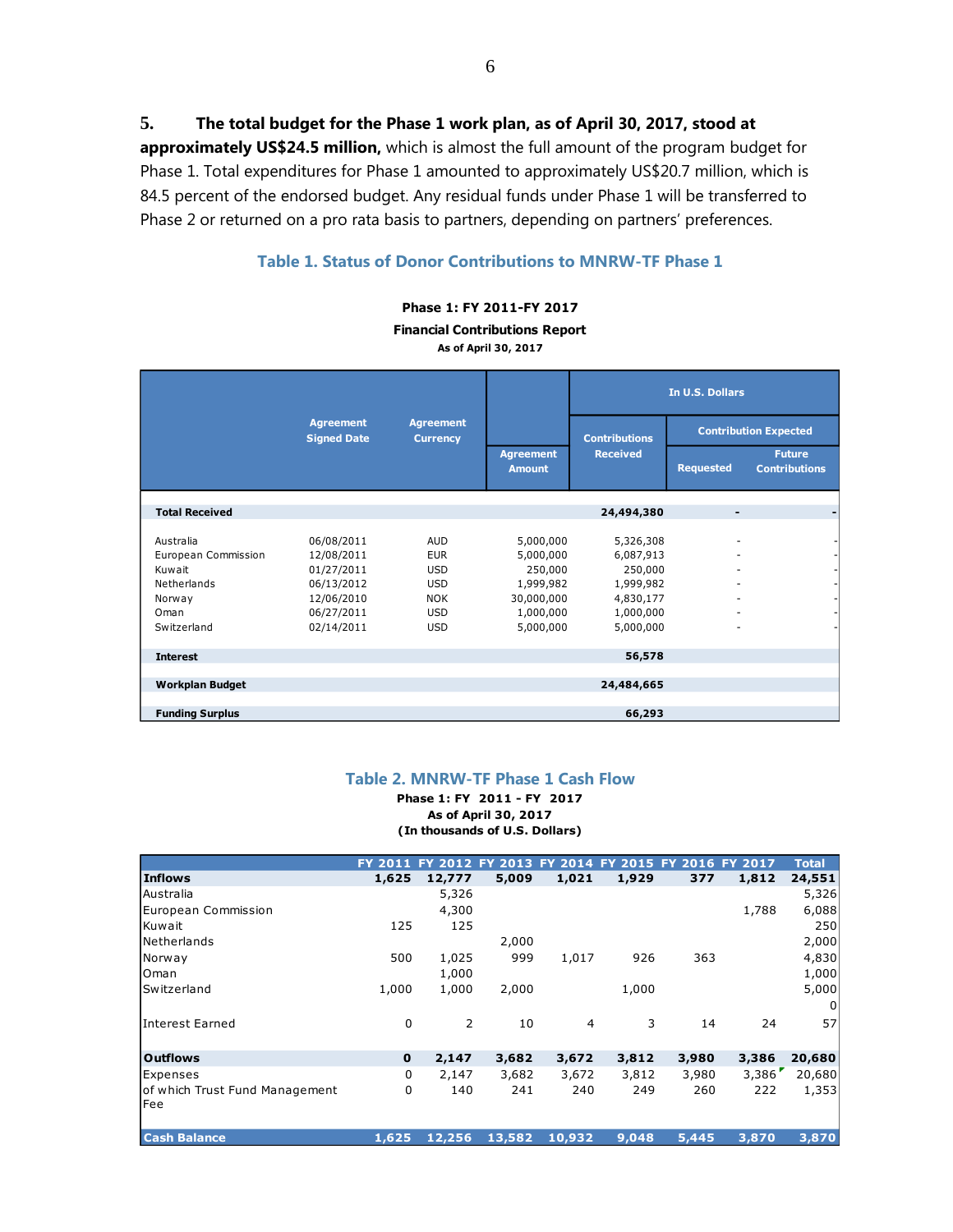**5. The total budget for the Phase 1 work plan, as of April 30, 2017, stood at approximately US$24.5 million,** which is almost the full amount of the program budget for Phase 1. Total expenditures for Phase 1 amounted to approximately US$20.7 million, which is 84.5 percent of the endorsed budget. Any residual funds under Phase 1 will be transferred to Phase 2 or returned on a pro rata basis to partners, depending on partners' preferences.

### Table 1. Status of Donor Contributions to MNRW-TF Phase 1

**Phase 1: FY 2011-FY 2017**
**Financial Contributions Report**
**As of April 30, 2017**

| | Agreement Signed Date | Agreement Currency | Agreement Amount | In U.S. Dollars | | |
|---|---|---|---|---|---|---|
| | | | | Contributions Received | Contribution Expected | |
| | | | | | Requested | Future Contributions |
| **Total Received** | | | | **24,494,380** | **-** | **-** |
| Australia | 06/08/2011 | AUD | 5,000,000 | 5,326,308 | - | - |
| European Commission | 12/08/2011 | EUR | 5,000,000 | 6,087,913 | - | - |
| Kuwait | 01/27/2011 | USD | 250,000 | 250,000 | - | - |
| Netherlands | 06/13/2012 | USD | 1,999,982 | 1,999,982 | - | - |
| Norway | 12/06/2010 | NOK | 30,000,000 | 4,830,177 | - | - |
| Oman | 06/27/2011 | USD | 1,000,000 | 1,000,000 | - | - |
| Switzerland | 02/14/2011 | USD | 5,000,000 | 5,000,000 | - | - |
| **Interest** | | | | **56,578** | | |
| **Workplan Budget** | | | | **24,484,665** | | |
| **Funding Surplus** | | | | **66,293** | | |

### Table 2. MNRW-TF Phase 1 Cash Flow

**Phase 1: FY 2011 - FY 2017**
**As of April 30, 2017**
**(In thousands of U.S. Dollars)**

| | FY 2011 | FY 2012 | FY 2013 | FY 2014 | FY 2015 | FY 2016 | FY 2017 | Total |
|---|---|---|---|---|---|---|---|---|
| **Inflows** | **1,625** | **12,777** | **5,009** | **1,021** | **1,929** | **377** | **1,812** | **24,551** |
| Australia | | 5,326 | | | | | | 5,326 |
| European Commission | | 4,300 | | | | | 1,788 | 6,088 |
| Kuwait | 125 | 125 | | | | | | 250 |
| Netherlands | | | 2,000 | | | | | 2,000 |
| Norway | 500 | 1,025 | 999 | 1,017 | 926 | 363 | | 4,830 |
| Oman | | 1,000 | | | | | | 1,000 |
| Switzerland | 1,000 | 1,000 | 2,000 | | 1,000 | | | 5,000 |
| | | | | | | | | 0 |
| Interest Earned | 0 | 2 | 10 | 4 | 3 | 14 | 24 | 57 |
| **Outflows** | **0** | **2,147** | **3,682** | **3,672** | **3,812** | **3,980** | **3,386** | **20,680** |
| Expenses | 0 | 2,147 | 3,682 | 3,672 | 3,812 | 3,980 | 3,386 | 20,680 |
| of which Trust Fund Management Fee | 0 | 140 | 241 | 240 | 249 | 260 | 222 | 1,353 |
| **Cash Balance** | **1,625** | **12,256** | **13,582** | **10,932** | **9,048** | **5,445** | **3,870** | **3,870** |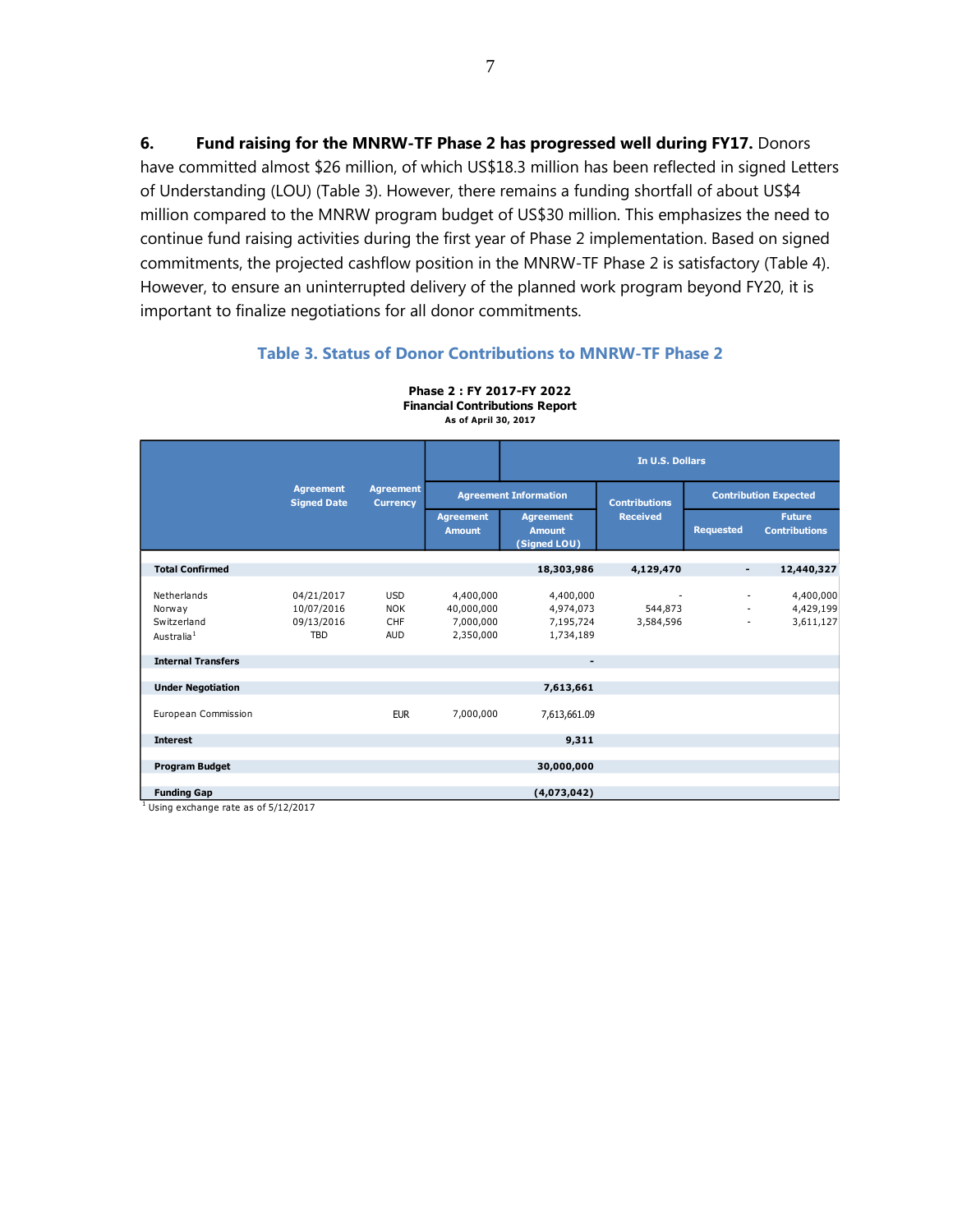**6. Fund raising for the MNRW-TF Phase 2 has progressed well during FY17.** Donors have committed almost $26 million, of which US$18.3 million has been reflected in signed Letters of Understanding (LOU) (Table 3). However, there remains a funding shortfall of about US$4 million compared to the MNRW program budget of US$30 million. This emphasizes the need to continue fund raising activities during the first year of Phase 2 implementation. Based on signed commitments, the projected cashflow position in the MNRW-TF Phase 2 is satisfactory (Table 4). However, to ensure an uninterrupted delivery of the planned work program beyond FY20, it is important to finalize negotiations for all donor commitments.

### Table 3. Status of Donor Contributions to MNRW-TF Phase 2

**Phase 2 : FY 2017-FY 2022**
**Financial Contributions Report**
**As of April 30, 2017**

| | Agreement Signed Date | Agreement Currency | Agreement Information | In U.S. Dollars | | | |
|---|---|---|---|---|---|---|---|
| | | | Agreement Amount | Agreement Amount (Signed LOU) | Contributions Received | Contribution Expected: Requested | Contribution Expected: Future Contributions |
| **Total Confirmed** | | | | **18,303,986** | **4,129,470** | **-** | **12,440,327** |
| Netherlands | 04/21/2017 | USD | 4,400,000 | 4,400,000 | - | - | 4,400,000 |
| Norway | 10/07/2016 | NOK | 40,000,000 | 4,974,073 | 544,873 | - | 4,429,199 |
| Switzerland | 09/13/2016 | CHF | 7,000,000 | 7,195,724 | 3,584,596 | - | 3,611,127 |
| Australia[1] | TBD | AUD | 2,350,000 | 1,734,189 | | | |
| **Internal Transfers** | | | | **-** | | | |
| **Under Negotiation** | | | | **7,613,661** | | | |
| European Commission | | EUR | 7,000,000 | 7,613,661.09 | | | |
| **Interest** | | | | **9,311** | | | |
| **Program Budget** | | | | **30,000,000** | | | |
| **Funding Gap** | | | | **(4,073,042)** | | | |

[1] Using exchange rate as of 5/12/2017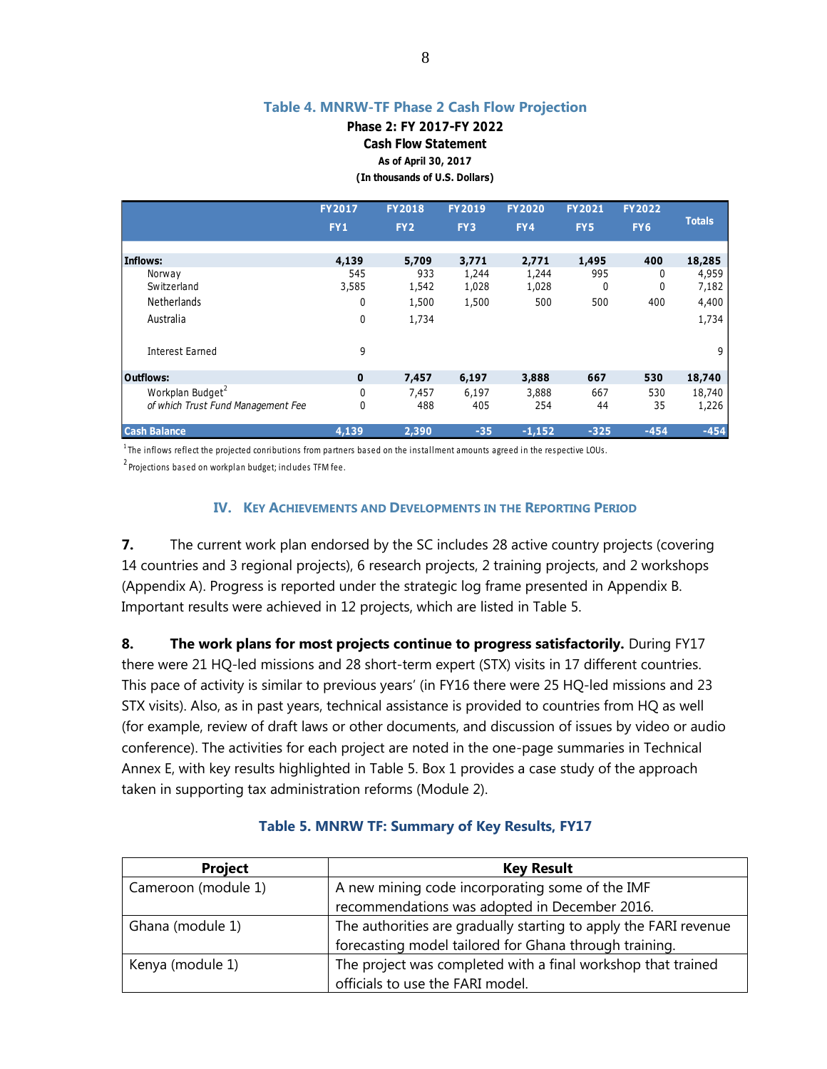### Table 4. MNRW-TF Phase 2 Cash Flow Projection

**Phase 2: FY 2017-FY 2022**
**Cash Flow Statement**
**As of April 30, 2017**
**(In thousands of U.S. Dollars)**

| | FY2017 FY1 | FY2018 FY2 | FY2019 FY3 | FY2020 FY4 | FY2021 FY5 | FY2022 FY6 | Totals |
|---|---|---|---|---|---|---|---|
| **Inflows:** | **4,139** | **5,709** | **3,771** | **2,771** | **1,495** | **400** | **18,285** |
| Norway | 545 | 933 | 1,244 | 1,244 | 995 | 0 | 4,959 |
| Switzerland | 3,585 | 1,542 | 1,028 | 1,028 | 0 | 0 | 7,182 |
| Netherlands | 0 | 1,500 | 1,500 | 500 | 500 | 400 | 4,400 |
| Australia | 0 | 1,734 | | | | | 1,734 |
| Interest Earned | 9 | | | | | | 9 |
| **Outflows:** | **0** | **7,457** | **6,197** | **3,888** | **667** | **530** | **18,740** |
| Workplan Budget[2] | 0 | 7,457 | 6,197 | 3,888 | 667 | 530 | 18,740 |
| *of which Trust Fund Management Fee* | 0 | 488 | 405 | 254 | 44 | 35 | 1,226 |
| **Cash Balance** | **4,139** | **2,390** | **-35** | **-1,152** | **-325** | **-454** | **-454** |

[1] The inflows reflect the projected conributions from partners based on the installment amounts agreed in the respective LOUs.

[2] Projections based on workplan budget; includes TFM fee.

## IV. KEY ACHIEVEMENTS AND DEVELOPMENTS IN THE REPORTING PERIOD

**7.** The current work plan endorsed by the SC includes 28 active country projects (covering 14 countries and 3 regional projects), 6 research projects, 2 training projects, and 2 workshops (Appendix A). Progress is reported under the strategic log frame presented in Appendix B. Important results were achieved in 12 projects, which are listed in Table 5.

**8. The work plans for most projects continue to progress satisfactorily.** During FY17 there were 21 HQ-led missions and 28 short-term expert (STX) visits in 17 different countries. This pace of activity is similar to previous years' (in FY16 there were 25 HQ-led missions and 23 STX visits). Also, as in past years, technical assistance is provided to countries from HQ as well (for example, review of draft laws or other documents, and discussion of issues by video or audio conference). The activities for each project are noted in the one-page summaries in Technical Annex E, with key results highlighted in Table 5. Box 1 provides a case study of the approach taken in supporting tax administration reforms (Module 2).

### Table 5. MNRW TF: Summary of Key Results, FY17

| Project | Key Result |
|---|---|
| Cameroon (module 1) | A new mining code incorporating some of the IMF recommendations was adopted in December 2016. |
| Ghana (module 1) | The authorities are gradually starting to apply the FARI revenue forecasting model tailored for Ghana through training. |
| Kenya (module 1) | The project was completed with a final workshop that trained officials to use the FARI model. |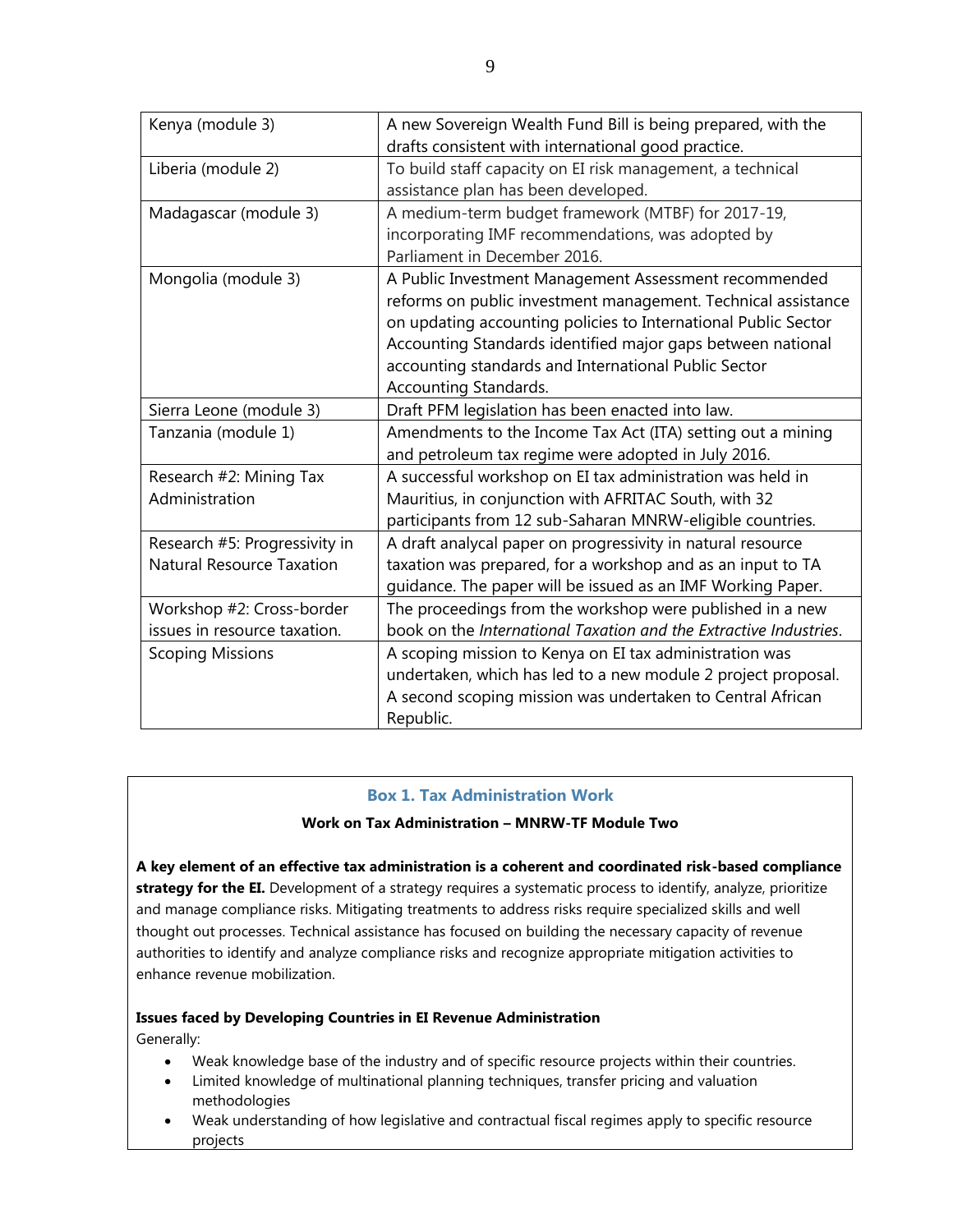| | |
|---|---|
| Kenya (module 3) | A new Sovereign Wealth Fund Bill is being prepared, with the drafts consistent with international good practice. |
| Liberia (module 2) | To build staff capacity on EI risk management, a technical assistance plan has been developed. |
| Madagascar (module 3) | A medium-term budget framework (MTBF) for 2017-19, incorporating IMF recommendations, was adopted by Parliament in December 2016. |
| Mongolia (module 3) | A Public Investment Management Assessment recommended reforms on public investment management. Technical assistance on updating accounting policies to International Public Sector Accounting Standards identified major gaps between national accounting standards and International Public Sector Accounting Standards. |
| Sierra Leone (module 3) | Draft PFM legislation has been enacted into law. |
| Tanzania (module 1) | Amendments to the Income Tax Act (ITA) setting out a mining and petroleum tax regime were adopted in July 2016. |
| Research #2: Mining Tax Administration | A successful workshop on EI tax administration was held in Mauritius, in conjunction with AFRITAC South, with 32 participants from 12 sub-Saharan MNRW-eligible countries. |
| Research #5: Progressivity in Natural Resource Taxation | A draft analycal paper on progressivity in natural resource taxation was prepared, for a workshop and as an input to TA guidance. The paper will be issued as an IMF Working Paper. |
| Workshop #2: Cross-border issues in resource taxation. | The proceedings from the workshop were published in a new book on the *International Taxation and the Extractive Industries*. |
| Scoping Missions | A scoping mission to Kenya on EI tax administration was undertaken, which has led to a new module 2 project proposal. A second scoping mission was undertaken to Central African Republic. |

### Box 1. Tax Administration Work

**Work on Tax Administration – MNRW-TF Module Two**

**A key element of an effective tax administration is a coherent and coordinated risk-based compliance strategy for the EI.** Development of a strategy requires a systematic process to identify, analyze, prioritize and manage compliance risks. Mitigating treatments to address risks require specialized skills and well thought out processes. Technical assistance has focused on building the necessary capacity of revenue authorities to identify and analyze compliance risks and recognize appropriate mitigation activities to enhance revenue mobilization.

**Issues faced by Developing Countries in EI Revenue Administration**

Generally:

- Weak knowledge base of the industry and of specific resource projects within their countries.
- Limited knowledge of multinational planning techniques, transfer pricing and valuation methodologies
- Weak understanding of how legislative and contractual fiscal regimes apply to specific resource projects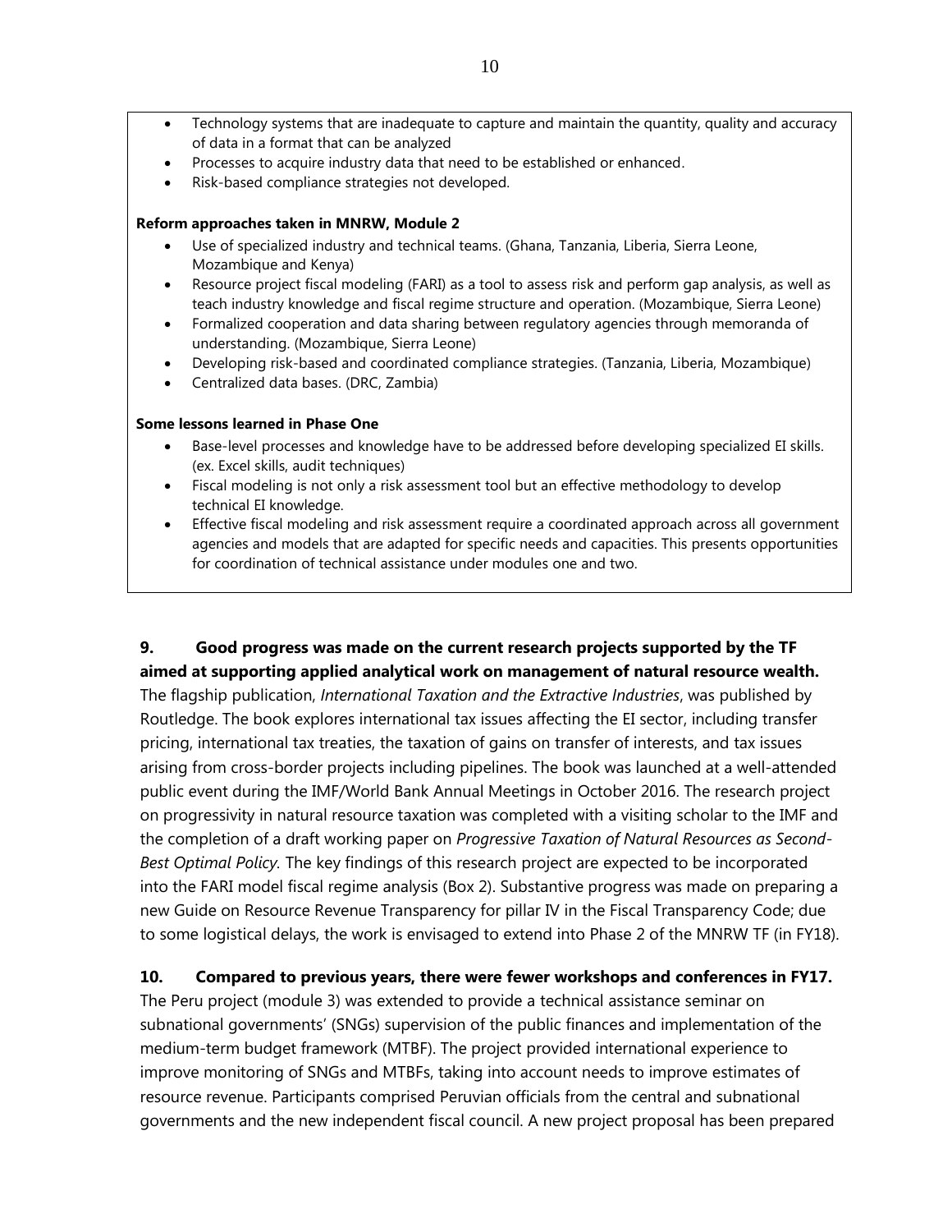- Technology systems that are inadequate to capture and maintain the quantity, quality and accuracy of data in a format that can be analyzed
- Processes to acquire industry data that need to be established or enhanced.
- Risk-based compliance strategies not developed.

**Reform approaches taken in MNRW, Module 2**

- Use of specialized industry and technical teams. (Ghana, Tanzania, Liberia, Sierra Leone, Mozambique and Kenya)
- Resource project fiscal modeling (FARI) as a tool to assess risk and perform gap analysis, as well as teach industry knowledge and fiscal regime structure and operation. (Mozambique, Sierra Leone)
- Formalized cooperation and data sharing between regulatory agencies through memoranda of understanding. (Mozambique, Sierra Leone)
- Developing risk-based and coordinated compliance strategies. (Tanzania, Liberia, Mozambique)
- Centralized data bases. (DRC, Zambia)

**Some lessons learned in Phase One**

- Base-level processes and knowledge have to be addressed before developing specialized EI skills. (ex. Excel skills, audit techniques)
- Fiscal modeling is not only a risk assessment tool but an effective methodology to develop technical EI knowledge.
- Effective fiscal modeling and risk assessment require a coordinated approach across all government agencies and models that are adapted for specific needs and capacities. This presents opportunities for coordination of technical assistance under modules one and two.

**9. Good progress was made on the current research projects supported by the TF aimed at supporting applied analytical work on management of natural resource wealth.** The flagship publication, *International Taxation and the Extractive Industries*, was published by Routledge. The book explores international tax issues affecting the EI sector, including transfer pricing, international tax treaties, the taxation of gains on transfer of interests, and tax issues arising from cross-border projects including pipelines. The book was launched at a well-attended public event during the IMF/World Bank Annual Meetings in October 2016. The research project on progressivity in natural resource taxation was completed with a visiting scholar to the IMF and the completion of a draft working paper on *Progressive Taxation of Natural Resources as Second-Best Optimal Policy.* The key findings of this research project are expected to be incorporated into the FARI model fiscal regime analysis (Box 2). Substantive progress was made on preparing a new Guide on Resource Revenue Transparency for pillar IV in the Fiscal Transparency Code; due to some logistical delays, the work is envisaged to extend into Phase 2 of the MNRW TF (in FY18).

**10. Compared to previous years, there were fewer workshops and conferences in FY17.** The Peru project (module 3) was extended to provide a technical assistance seminar on subnational governments' (SNGs) supervision of the public finances and implementation of the medium-term budget framework (MTBF). The project provided international experience to improve monitoring of SNGs and MTBFs, taking into account needs to improve estimates of resource revenue. Participants comprised Peruvian officials from the central and subnational governments and the new independent fiscal council. A new project proposal has been prepared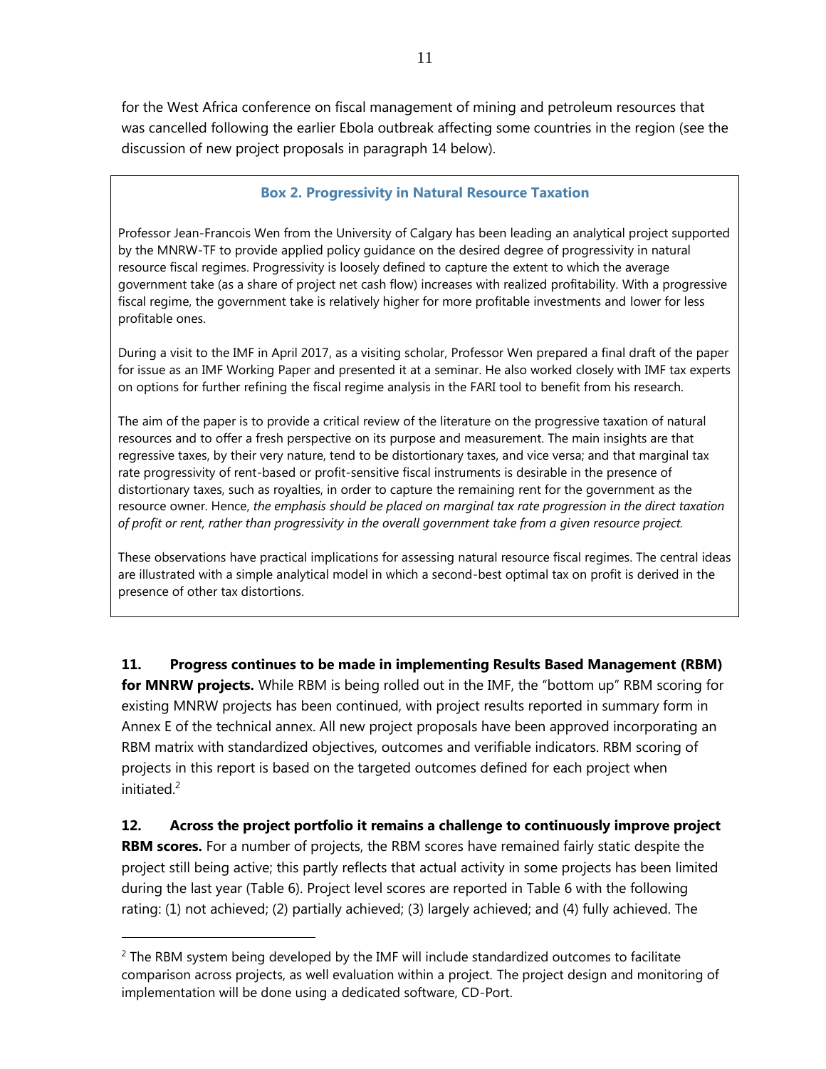for the West Africa conference on fiscal management of mining and petroleum resources that was cancelled following the earlier Ebola outbreak affecting some countries in the region (see the discussion of new project proposals in paragraph 14 below).

### Box 2. Progressivity in Natural Resource Taxation

Professor Jean-Francois Wen from the University of Calgary has been leading an analytical project supported by the MNRW-TF to provide applied policy guidance on the desired degree of progressivity in natural resource fiscal regimes. Progressivity is loosely defined to capture the extent to which the average government take (as a share of project net cash flow) increases with realized profitability. With a progressive fiscal regime, the government take is relatively higher for more profitable investments and lower for less profitable ones.

During a visit to the IMF in April 2017, as a visiting scholar, Professor Wen prepared a final draft of the paper for issue as an IMF Working Paper and presented it at a seminar. He also worked closely with IMF tax experts on options for further refining the fiscal regime analysis in the FARI tool to benefit from his research.

The aim of the paper is to provide a critical review of the literature on the progressive taxation of natural resources and to offer a fresh perspective on its purpose and measurement. The main insights are that regressive taxes, by their very nature, tend to be distortionary taxes, and vice versa; and that marginal tax rate progressivity of rent-based or profit-sensitive fiscal instruments is desirable in the presence of distortionary taxes, such as royalties, in order to capture the remaining rent for the government as the resource owner. Hence, *the emphasis should be placed on marginal tax rate progression in the direct taxation of profit or rent, rather than progressivity in the overall government take from a given resource project.*

These observations have practical implications for assessing natural resource fiscal regimes. The central ideas are illustrated with a simple analytical model in which a second-best optimal tax on profit is derived in the presence of other tax distortions.

**11. Progress continues to be made in implementing Results Based Management (RBM) for MNRW projects.** While RBM is being rolled out in the IMF, the "bottom up" RBM scoring for existing MNRW projects has been continued, with project results reported in summary form in Annex E of the technical annex. All new project proposals have been approved incorporating an RBM matrix with standardized objectives, outcomes and verifiable indicators. RBM scoring of projects in this report is based on the targeted outcomes defined for each project when initiated.[2]

**12. Across the project portfolio it remains a challenge to continuously improve project RBM scores.** For a number of projects, the RBM scores have remained fairly static despite the project still being active; this partly reflects that actual activity in some projects has been limited during the last year (Table 6). Project level scores are reported in Table 6 with the following rating: (1) not achieved; (2) partially achieved; (3) largely achieved; and (4) fully achieved. The

[2] The RBM system being developed by the IMF will include standardized outcomes to facilitate comparison across projects, as well evaluation within a project. The project design and monitoring of implementation will be done using a dedicated software, CD-Port.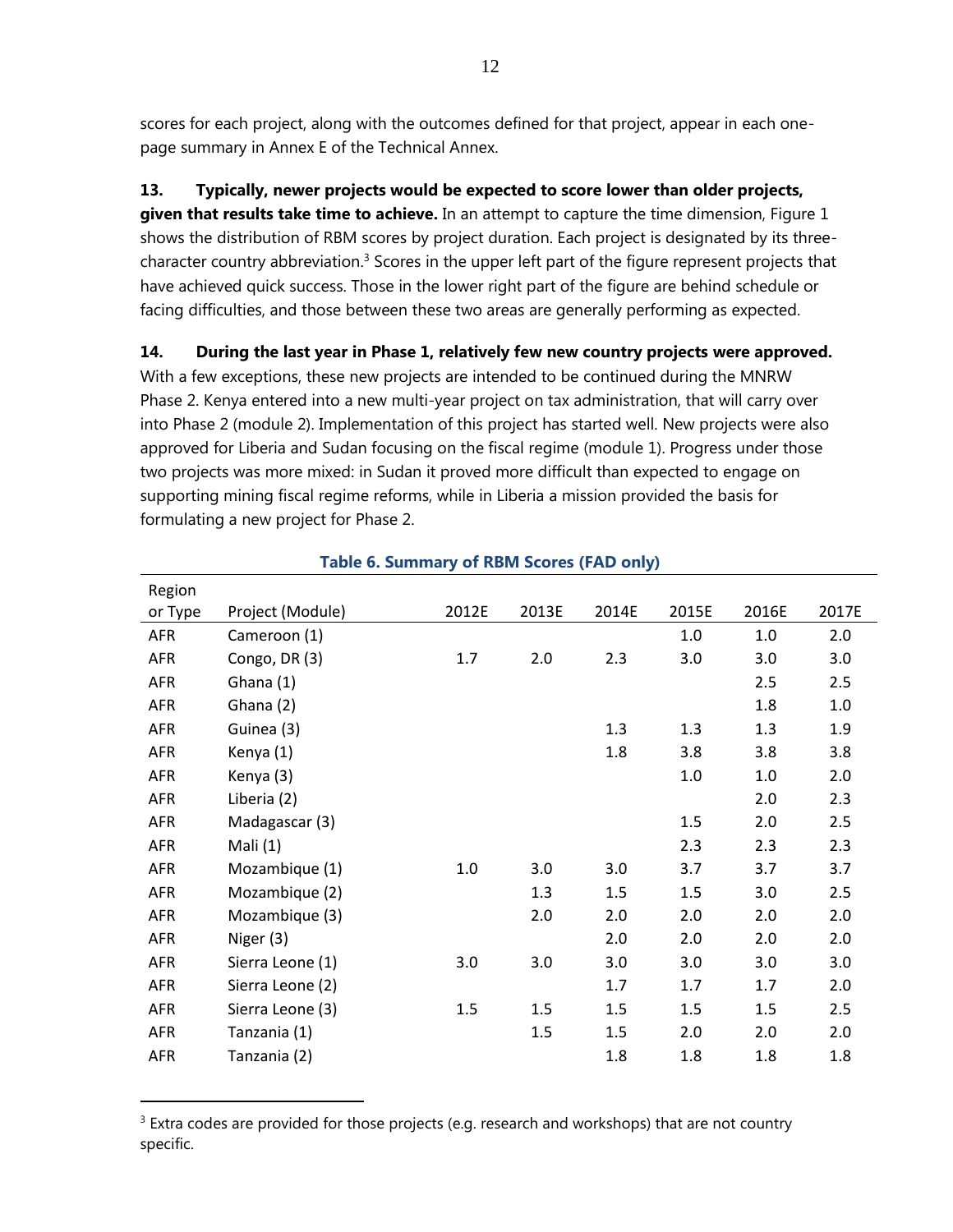scores for each project, along with the outcomes defined for that project, appear in each one-page summary in Annex E of the Technical Annex.

**13. Typically, newer projects would be expected to score lower than older projects, given that results take time to achieve.** In an attempt to capture the time dimension, Figure 1 shows the distribution of RBM scores by project duration. Each project is designated by its three-character country abbreviation.[3] Scores in the upper left part of the figure represent projects that have achieved quick success. Those in the lower right part of the figure are behind schedule or facing difficulties, and those between these two areas are generally performing as expected.

**14. During the last year in Phase 1, relatively few new country projects were approved.** With a few exceptions, these new projects are intended to be continued during the MNRW Phase 2. Kenya entered into a new multi-year project on tax administration, that will carry over into Phase 2 (module 2). Implementation of this project has started well. New projects were also approved for Liberia and Sudan focusing on the fiscal regime (module 1). Progress under those two projects was more mixed: in Sudan it proved more difficult than expected to engage on supporting mining fiscal regime reforms, while in Liberia a mission provided the basis for formulating a new project for Phase 2.

**Table 6. Summary of RBM Scores (FAD only)**

| Region or Type | Project (Module) | 2012E | 2013E | 2014E | 2015E | 2016E | 2017E |
|---|---|---|---|---|---|---|---|
| AFR | Cameroon (1) | | | | 1.0 | 1.0 | 2.0 |
| AFR | Congo, DR (3) | 1.7 | 2.0 | 2.3 | 3.0 | 3.0 | 3.0 |
| AFR | Ghana (1) | | | | | 2.5 | 2.5 |
| AFR | Ghana (2) | | | | | 1.8 | 1.0 |
| AFR | Guinea (3) | | | 1.3 | 1.3 | 1.3 | 1.9 |
| AFR | Kenya (1) | | | 1.8 | 3.8 | 3.8 | 3.8 |
| AFR | Kenya (3) | | | | 1.0 | 1.0 | 2.0 |
| AFR | Liberia (2) | | | | | 2.0 | 2.3 |
| AFR | Madagascar (3) | | | | 1.5 | 2.0 | 2.5 |
| AFR | Mali (1) | | | | 2.3 | 2.3 | 2.3 |
| AFR | Mozambique (1) | 1.0 | 3.0 | 3.0 | 3.7 | 3.7 | 3.7 |
| AFR | Mozambique (2) | | 1.3 | 1.5 | 1.5 | 3.0 | 2.5 |
| AFR | Mozambique (3) | | 2.0 | 2.0 | 2.0 | 2.0 | 2.0 |
| AFR | Niger (3) | | | 2.0 | 2.0 | 2.0 | 2.0 |
| AFR | Sierra Leone (1) | 3.0 | 3.0 | 3.0 | 3.0 | 3.0 | 3.0 |
| AFR | Sierra Leone (2) | | | 1.7 | 1.7 | 1.7 | 2.0 |
| AFR | Sierra Leone (3) | 1.5 | 1.5 | 1.5 | 1.5 | 1.5 | 2.5 |
| AFR | Tanzania (1) | | 1.5 | 1.5 | 2.0 | 2.0 | 2.0 |
| AFR | Tanzania (2) | | | 1.8 | 1.8 | 1.8 | 1.8 |

[3] Extra codes are provided for those projects (e.g. research and workshops) that are not country specific.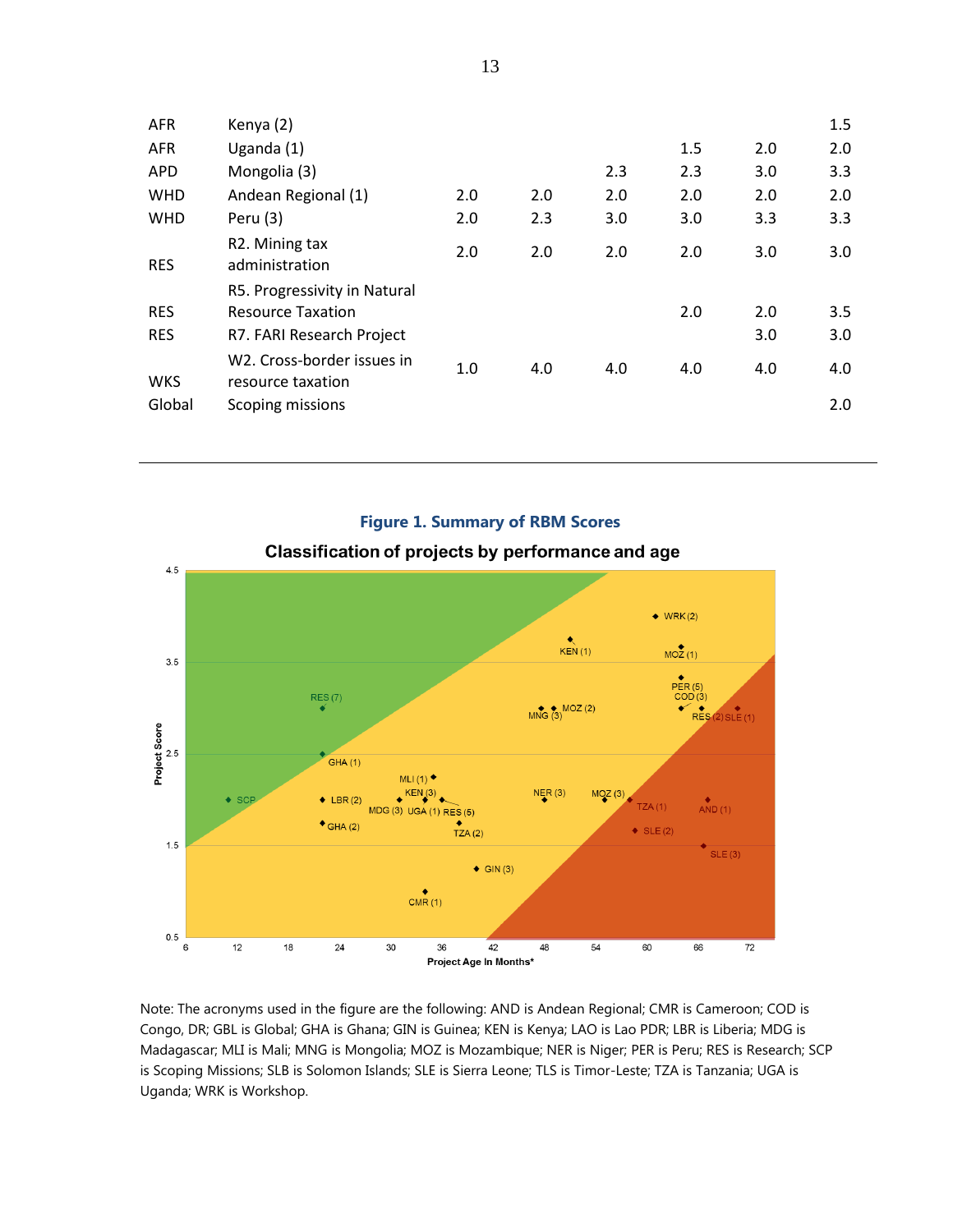| | | | | | | | |
|---|---|---|---|---|---|---|---|
| AFR | Kenya (2) | | | | | | 1.5 |
| AFR | Uganda (1) | | | | 1.5 | 2.0 | 2.0 |
| APD | Mongolia (3) | | | 2.3 | 2.3 | 3.0 | 3.3 |
| WHD | Andean Regional (1) | 2.0 | 2.0 | 2.0 | 2.0 | 2.0 | 2.0 |
| WHD | Peru (3) | 2.0 | 2.3 | 3.0 | 3.0 | 3.3 | 3.3 |
| RES | R2. Mining tax administration | 2.0 | 2.0 | 2.0 | 2.0 | 3.0 | 3.0 |
| RES | R5. Progressivity in Natural Resource Taxation | | | | 2.0 | 2.0 | 3.5 |
| RES | R7. FARI Research Project | | | | | 3.0 | 3.0 |
| WKS | W2. Cross-border issues in resource taxation | 1.0 | 4.0 | 4.0 | 4.0 | 4.0 | 4.0 |
| Global | Scoping missions | | | | | | 2.0 |

**Figure 1. Summary of RBM Scores**

**Classification of projects by performance and age**

Note: The acronyms used in the figure are the following: AND is Andean Regional; CMR is Cameroon; COD is Congo, DR; GBL is Global; GHA is Ghana; GIN is Guinea; KEN is Kenya; LAO is Lao PDR; LBR is Liberia; MDG is Madagascar; MLI is Mali; MNG is Mongolia; MOZ is Mozambique; NER is Niger; PER is Peru; RES is Research; SCP is Scoping Missions; SLB is Solomon Islands; SLE is Sierra Leone; TLS is Timor-Leste; TZA is Tanzania; UGA is Uganda; WRK is Workshop.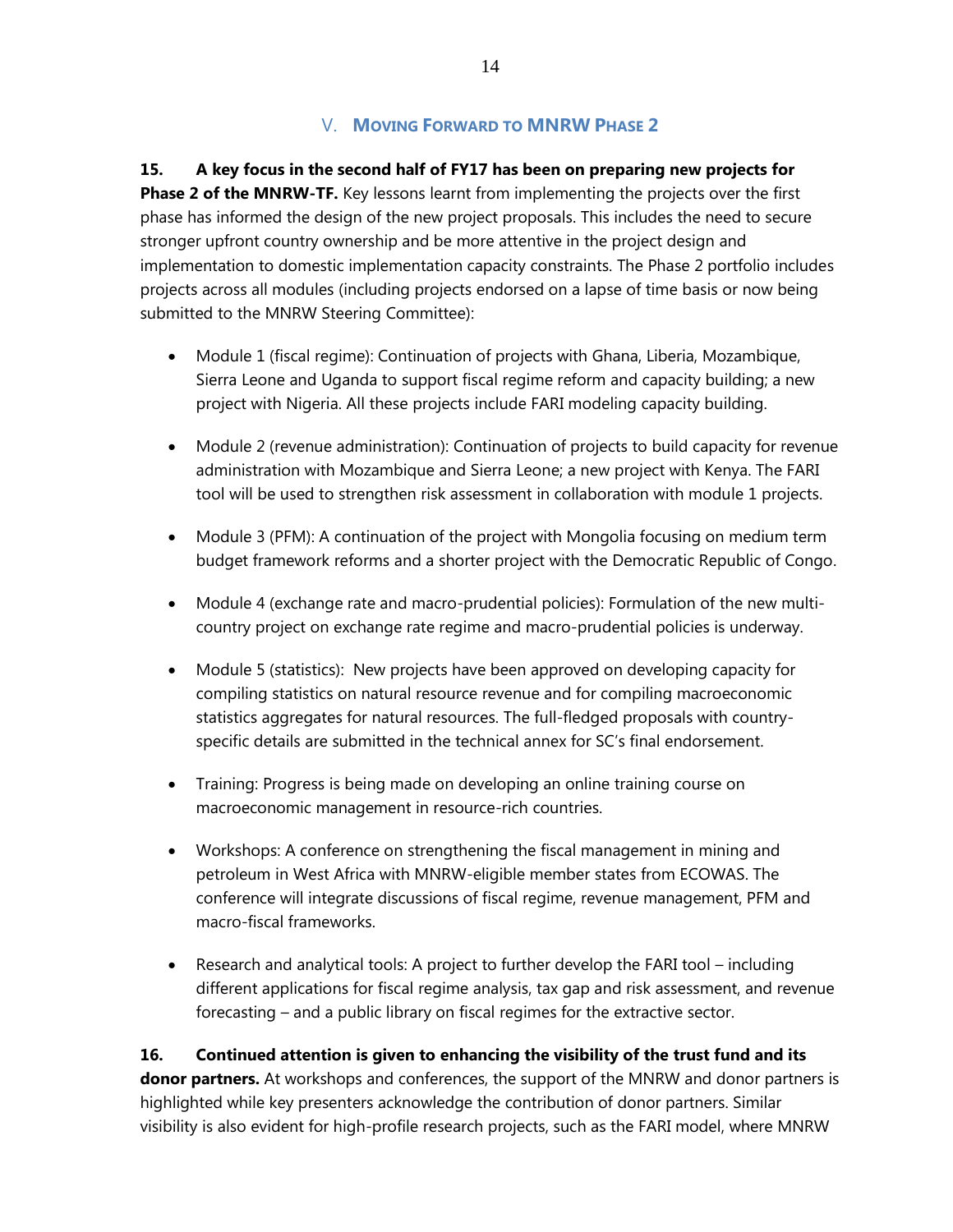## V. Moving Forward to MNRW Phase 2

**15. A key focus in the second half of FY17 has been on preparing new projects for Phase 2 of the MNRW-TF.** Key lessons learnt from implementing the projects over the first phase has informed the design of the new project proposals. This includes the need to secure stronger upfront country ownership and be more attentive in the project design and implementation to domestic implementation capacity constraints. The Phase 2 portfolio includes projects across all modules (including projects endorsed on a lapse of time basis or now being submitted to the MNRW Steering Committee):

- Module 1 (fiscal regime): Continuation of projects with Ghana, Liberia, Mozambique, Sierra Leone and Uganda to support fiscal regime reform and capacity building; a new project with Nigeria. All these projects include FARI modeling capacity building.

- Module 2 (revenue administration): Continuation of projects to build capacity for revenue administration with Mozambique and Sierra Leone; a new project with Kenya. The FARI tool will be used to strengthen risk assessment in collaboration with module 1 projects.

- Module 3 (PFM): A continuation of the project with Mongolia focusing on medium term budget framework reforms and a shorter project with the Democratic Republic of Congo.

- Module 4 (exchange rate and macro-prudential policies): Formulation of the new multi-country project on exchange rate regime and macro-prudential policies is underway.

- Module 5 (statistics): New projects have been approved on developing capacity for compiling statistics on natural resource revenue and for compiling macroeconomic statistics aggregates for natural resources. The full-fledged proposals with country-specific details are submitted in the technical annex for SC's final endorsement.

- Training: Progress is being made on developing an online training course on macroeconomic management in resource-rich countries.

- Workshops: A conference on strengthening the fiscal management in mining and petroleum in West Africa with MNRW-eligible member states from ECOWAS. The conference will integrate discussions of fiscal regime, revenue management, PFM and macro-fiscal frameworks.

- Research and analytical tools: A project to further develop the FARI tool – including different applications for fiscal regime analysis, tax gap and risk assessment, and revenue forecasting – and a public library on fiscal regimes for the extractive sector.

**16. Continued attention is given to enhancing the visibility of the trust fund and its donor partners.** At workshops and conferences, the support of the MNRW and donor partners is highlighted while key presenters acknowledge the contribution of donor partners. Similar visibility is also evident for high-profile research projects, such as the FARI model, where MNRW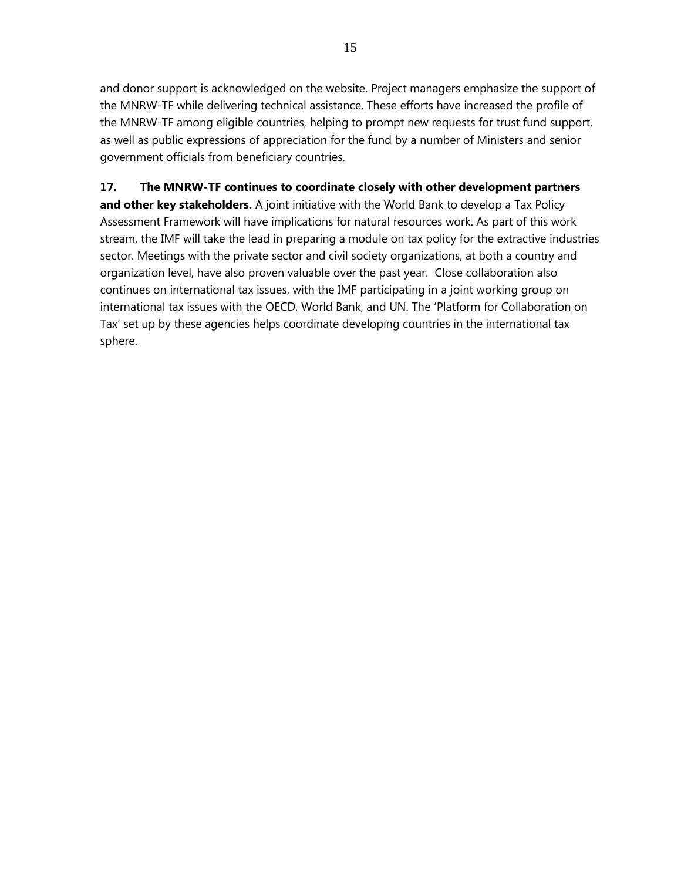and donor support is acknowledged on the website. Project managers emphasize the support of the MNRW-TF while delivering technical assistance. These efforts have increased the profile of the MNRW-TF among eligible countries, helping to prompt new requests for trust fund support, as well as public expressions of appreciation for the fund by a number of Ministers and senior government officials from beneficiary countries.

**17. The MNRW-TF continues to coordinate closely with other development partners and other key stakeholders.** A joint initiative with the World Bank to develop a Tax Policy Assessment Framework will have implications for natural resources work. As part of this work stream, the IMF will take the lead in preparing a module on tax policy for the extractive industries sector. Meetings with the private sector and civil society organizations, at both a country and organization level, have also proven valuable over the past year. Close collaboration also continues on international tax issues, with the IMF participating in a joint working group on international tax issues with the OECD, World Bank, and UN. The 'Platform for Collaboration on Tax' set up by these agencies helps coordinate developing countries in the international tax sphere.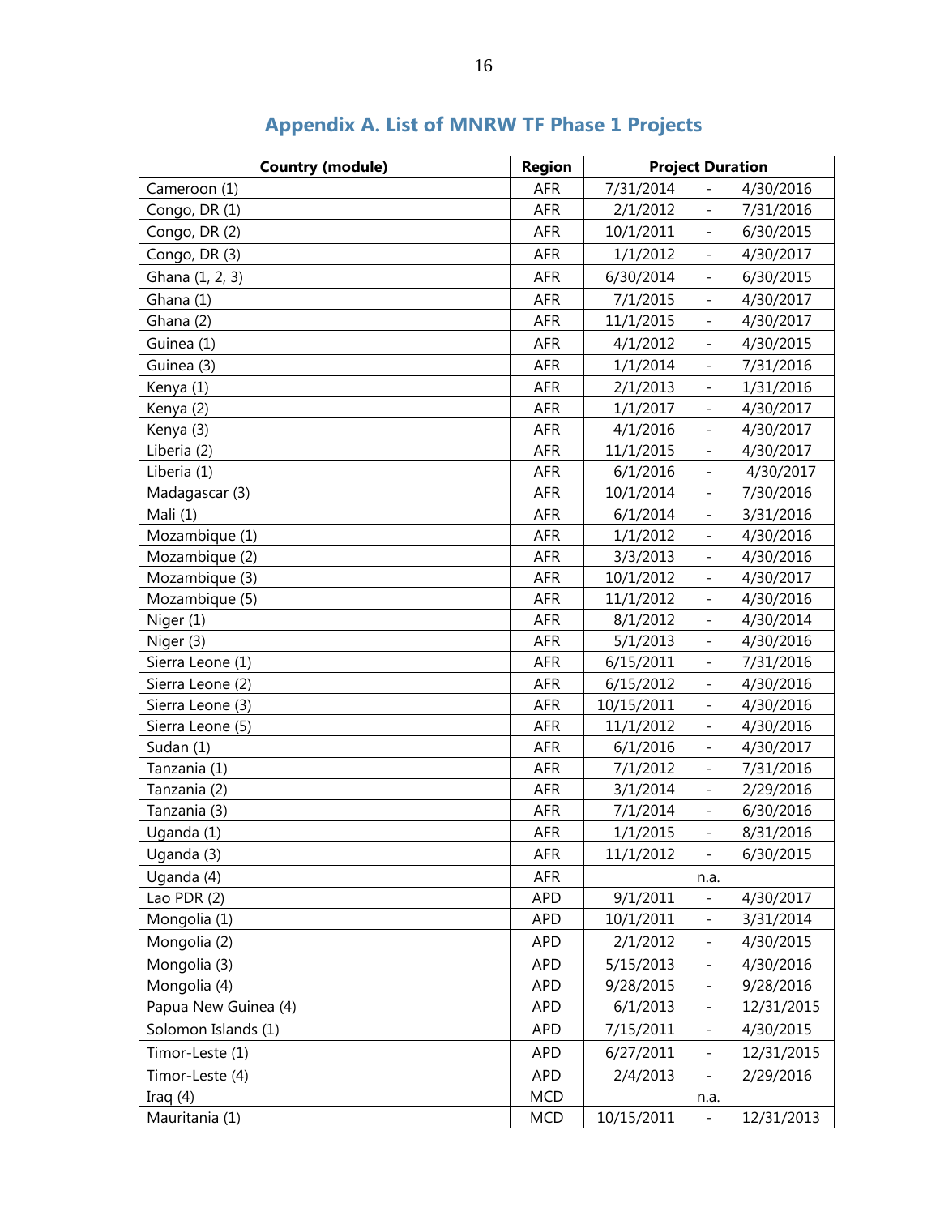# Appendix A. List of MNRW TF Phase 1 Projects

| Country (module) | Region | Project Duration |
|---|---|---|
| Cameroon (1) | AFR | 7/31/2014 - 4/30/2016 |
| Congo, DR (1) | AFR | 2/1/2012 - 7/31/2016 |
| Congo, DR (2) | AFR | 10/1/2011 - 6/30/2015 |
| Congo, DR (3) | AFR | 1/1/2012 - 4/30/2017 |
| Ghana (1, 2, 3) | AFR | 6/30/2014 - 6/30/2015 |
| Ghana (1) | AFR | 7/1/2015 - 4/30/2017 |
| Ghana (2) | AFR | 11/1/2015 - 4/30/2017 |
| Guinea (1) | AFR | 4/1/2012 - 4/30/2015 |
| Guinea (3) | AFR | 1/1/2014 - 7/31/2016 |
| Kenya (1) | AFR | 2/1/2013 - 1/31/2016 |
| Kenya (2) | AFR | 1/1/2017 - 4/30/2017 |
| Kenya (3) | AFR | 4/1/2016 - 4/30/2017 |
| Liberia (2) | AFR | 11/1/2015 - 4/30/2017 |
| Liberia (1) | AFR | 6/1/2016 - 4/30/2017 |
| Madagascar (3) | AFR | 10/1/2014 - 7/30/2016 |
| Mali (1) | AFR | 6/1/2014 - 3/31/2016 |
| Mozambique (1) | AFR | 1/1/2012 - 4/30/2016 |
| Mozambique (2) | AFR | 3/3/2013 - 4/30/2016 |
| Mozambique (3) | AFR | 10/1/2012 - 4/30/2017 |
| Mozambique (5) | AFR | 11/1/2012 - 4/30/2016 |
| Niger (1) | AFR | 8/1/2012 - 4/30/2014 |
| Niger (3) | AFR | 5/1/2013 - 4/30/2016 |
| Sierra Leone (1) | AFR | 6/15/2011 - 7/31/2016 |
| Sierra Leone (2) | AFR | 6/15/2012 - 4/30/2016 |
| Sierra Leone (3) | AFR | 10/15/2011 - 4/30/2016 |
| Sierra Leone (5) | AFR | 11/1/2012 - 4/30/2016 |
| Sudan (1) | AFR | 6/1/2016 - 4/30/2017 |
| Tanzania (1) | AFR | 7/1/2012 - 7/31/2016 |
| Tanzania (2) | AFR | 3/1/2014 - 2/29/2016 |
| Tanzania (3) | AFR | 7/1/2014 - 6/30/2016 |
| Uganda (1) | AFR | 1/1/2015 - 8/31/2016 |
| Uganda (3) | AFR | 11/1/2012 - 6/30/2015 |
| Uganda (4) | AFR | n.a. |
| Lao PDR (2) | APD | 9/1/2011 - 4/30/2017 |
| Mongolia (1) | APD | 10/1/2011 - 3/31/2014 |
| Mongolia (2) | APD | 2/1/2012 - 4/30/2015 |
| Mongolia (3) | APD | 5/15/2013 - 4/30/2016 |
| Mongolia (4) | APD | 9/28/2015 - 9/28/2016 |
| Papua New Guinea (4) | APD | 6/1/2013 - 12/31/2015 |
| Solomon Islands (1) | APD | 7/15/2011 - 4/30/2015 |
| Timor-Leste (1) | APD | 6/27/2011 - 12/31/2015 |
| Timor-Leste (4) | APD | 2/4/2013 - 2/29/2016 |
| Iraq (4) | MCD | n.a. |
| Mauritania (1) | MCD | 10/15/2011 - 12/31/2013 |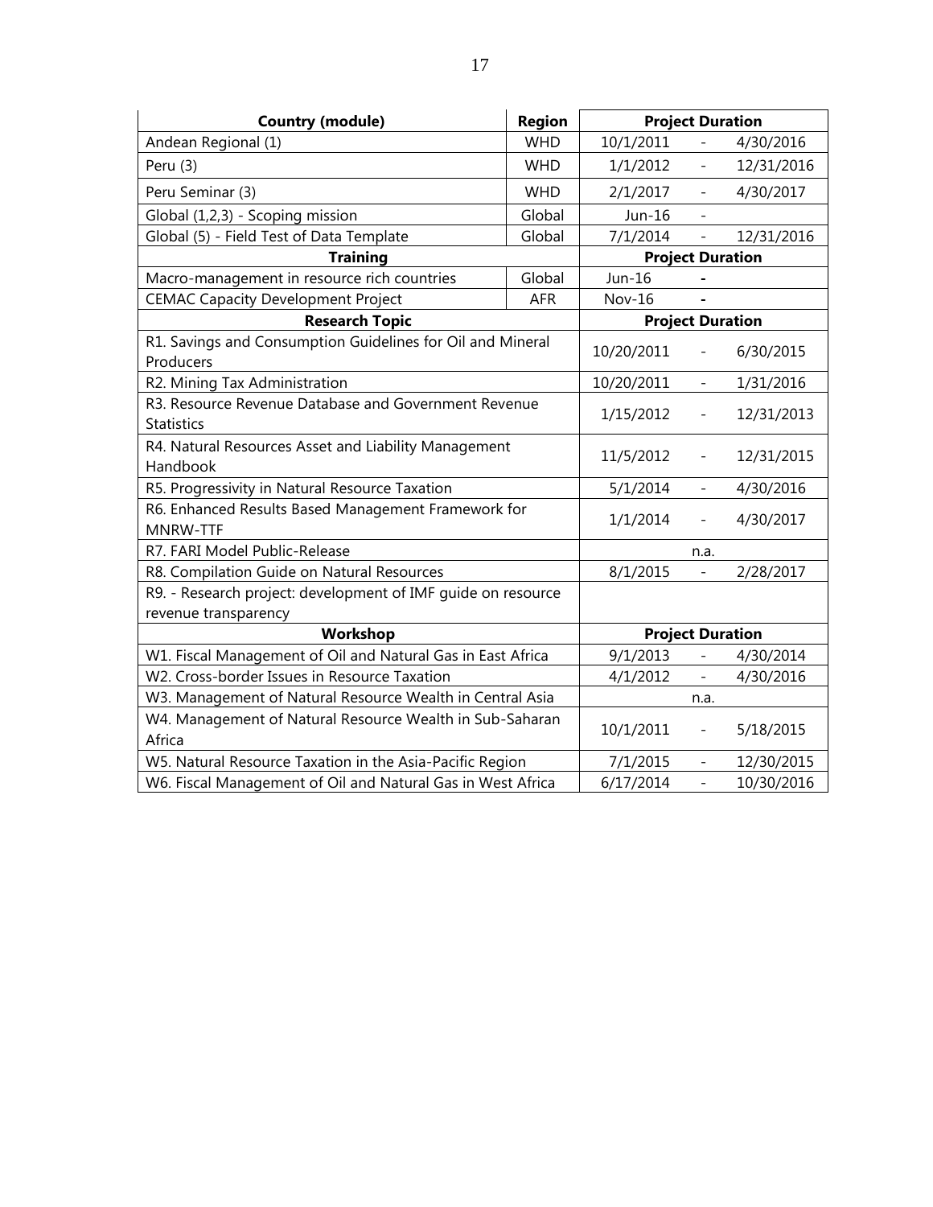| Country (module) | Region | Project Duration | | |
|---|---|---|---|---|
| Andean Regional (1) | WHD | 10/1/2011 | - | 4/30/2016 |
| Peru (3) | WHD | 1/1/2012 | - | 12/31/2016 |
| Peru Seminar (3) | WHD | 2/1/2017 | - | 4/30/2017 |
| Global (1,2,3) - Scoping mission | Global | Jun-16 | - | |
| Global (5) - Field Test of Data Template | Global | 7/1/2014 | - | 12/31/2016 |
| **Training** | | **Project Duration** | | |
| Macro-management in resource rich countries | Global | Jun-16 | - | |
| CEMAC Capacity Development Project | AFR | Nov-16 | - | |
| **Research Topic** | | **Project Duration** | | |
| R1. Savings and Consumption Guidelines for Oil and Mineral Producers | | 10/20/2011 | - | 6/30/2015 |
| R2. Mining Tax Administration | | 10/20/2011 | - | 1/31/2016 |
| R3. Resource Revenue Database and Government Revenue Statistics | | 1/15/2012 | - | 12/31/2013 |
| R4. Natural Resources Asset and Liability Management Handbook | | 11/5/2012 | - | 12/31/2015 |
| R5. Progressivity in Natural Resource Taxation | | 5/1/2014 | - | 4/30/2016 |
| R6. Enhanced Results Based Management Framework for MNRW-TTF | | 1/1/2014 | - | 4/30/2017 |
| R7. FARI Model Public-Release | | | n.a. | |
| R8. Compilation Guide on Natural Resources | | 8/1/2015 | - | 2/28/2017 |
| R9. - Research project: development of IMF guide on resource revenue transparency | | | | |
| **Workshop** | | **Project Duration** | | |
| W1. Fiscal Management of Oil and Natural Gas in East Africa | | 9/1/2013 | - | 4/30/2014 |
| W2. Cross-border Issues in Resource Taxation | | 4/1/2012 | - | 4/30/2016 |
| W3. Management of Natural Resource Wealth in Central Asia | | | n.a. | |
| W4. Management of Natural Resource Wealth in Sub-Saharan Africa | | 10/1/2011 | - | 5/18/2015 |
| W5. Natural Resource Taxation in the Asia-Pacific Region | | 7/1/2015 | - | 12/30/2015 |
| W6. Fiscal Management of Oil and Natural Gas in West Africa | | 6/17/2014 | - | 10/30/2016 |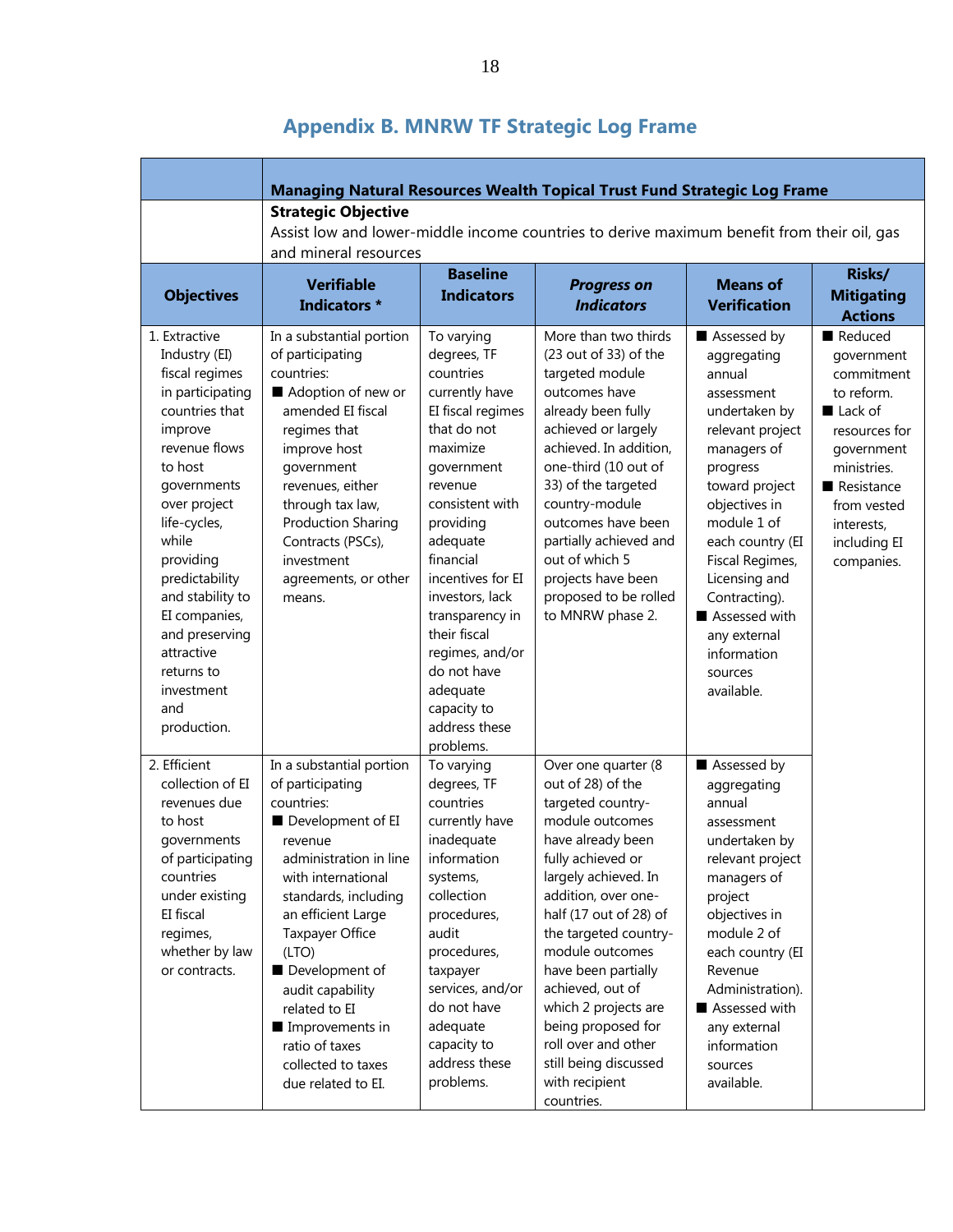## Appendix B. MNRW TF Strategic Log Frame

| | Managing Natural Resources Wealth Topical Trust Fund Strategic Log Frame | | | | |
|---|---|---|---|---|---|
| | **Strategic Objective**<br>Assist low and lower-middle income countries to derive maximum benefit from their oil, gas and mineral resources | | | | |
| **Objectives** | **Verifiable Indicators \*** | **Baseline Indicators** | ***Progress on Indicators*** | **Means of Verification** | **Risks/ Mitigating Actions** |
| 1. Extractive Industry (EI) fiscal regimes in participating countries that improve revenue flows to host governments over project life-cycles, while providing predictability and stability to EI companies, and preserving attractive returns to investment and production. | In a substantial portion of participating countries:<br>■ Adoption of new or amended EI fiscal regimes that improve host government revenues, either through tax law, Production Sharing Contracts (PSCs), investment agreements, or other means. | To varying degrees, TF countries currently have EI fiscal regimes that do not maximize government revenue consistent with providing adequate financial incentives for EI investors, lack transparency in their fiscal regimes, and/or do not have adequate capacity to address these problems. | More than two thirds (23 out of 33) of the targeted module outcomes have already been fully achieved or largely achieved. In addition, one-third (10 out of 33) of the targeted country-module outcomes have been partially achieved and out of which 5 projects have been proposed to be rolled to MNRW phase 2. | ■ Assessed by aggregating annual assessment undertaken by relevant project managers of progress toward project objectives in module 1 of each country (EI Fiscal Regimes, Licensing and Contracting).<br>■ Assessed with any external information sources available. | ■ Reduced government commitment to reform.<br>■ Lack of resources for government ministries.<br>■ Resistance from vested interests, including EI companies. |
| 2. Efficient collection of EI revenues due to host governments of participating countries under existing EI fiscal regimes, whether by law or contracts. | In a substantial portion of participating countries:<br>■ Development of EI revenue administration in line with international standards, including an efficient Large Taxpayer Office (LTO)<br>■ Development of audit capability related to EI<br>■ Improvements in ratio of taxes collected to taxes due related to EI. | To varying degrees, TF countries currently have inadequate information systems, collection procedures, audit procedures, taxpayer services, and/or do not have adequate capacity to address these problems. | Over one quarter (8 out of 28) of the targeted country-module outcomes have already been fully achieved or largely achieved. In addition, over one-half (17 out of 28) of the targeted country-module outcomes have been partially achieved, out of which 2 projects are being proposed for roll over and other still being discussed with recipient countries. | ■ Assessed by aggregating annual assessment undertaken by relevant project managers of project objectives in module 2 of each country (EI Revenue Administration).<br>■ Assessed with any external information sources available. | |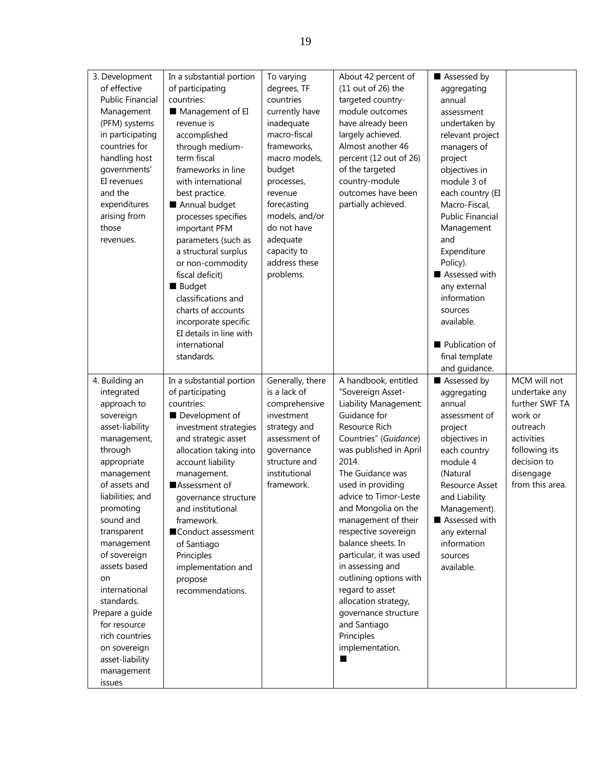| 3. Development of effective Public Financial Management (PFM) systems in participating countries for handling host governments' EI revenues and the expenditures arising from those revenues. | In a substantial portion of participating countries:<br>■ Management of EI revenue is accomplished through medium-term fiscal frameworks in line with international best practice.<br>■ Annual budget processes specifies important PFM parameters (such as a structural surplus or non-commodity fiscal deficit)<br>■ Budget classifications and charts of accounts incorporate specific EI details in line with international standards. | To varying degrees, TF countries currently have inadequate macro-fiscal frameworks, macro models, budget processes, revenue forecasting models, and/or do not have adequate capacity to address these problems. | About 42 percent of (11 out of 26) the targeted country-module outcomes have already been largely achieved. Almost another 46 percent (12 out of 26) of the targeted country-module outcomes have been partially achieved. | ■ Assessed by aggregating annual assessment undertaken by relevant project managers of project objectives in module 3 of each country (EI Macro-Fiscal, Public Financial Management and Expenditure Policy).<br>■ Assessed with any external information sources available.<br><br>■ Publication of final template and guidance. | |
|---|---|---|---|---|---|
| 4. Building an integrated approach to sovereign asset-liability management, through appropriate management of assets and liabilities; and promoting sound and transparent management of sovereign assets based on international standards.<br>Prepare a guide for resource rich countries on sovereign asset-liability management issues | In a substantial portion of participating countries:<br>■ Development of investment strategies and strategic asset allocation taking into account liability management.<br>■Assessment of governance structure and institutional framework.<br>■Conduct assessment of Santiago Principles implementation and propose recommendations. | Generally, there is a lack of comprehensive investment strategy and assessment of governance structure and institutional framework. | A handbook, entitled "Sovereign Asset-Liability Management: Guidance for Resource Rich Countries" (*Guidance*) was published in April 2014.<br>The Guidance was used in providing advice to Timor-Leste and Mongolia on the management of their respective sovereign balance sheets. In particular, it was used in assessing and outlining options with regard to asset allocation strategy, governance structure and Santiago Principles implementation.<br>■ | ■ Assessed by aggregating annual assessment of project objectives in each country module 4 (Natural Resource Asset and Liability Management).<br>■ Assessed with any external information sources available. | MCM will not undertake any further SWF TA work or outreach activities following its decision to disengage from this area. |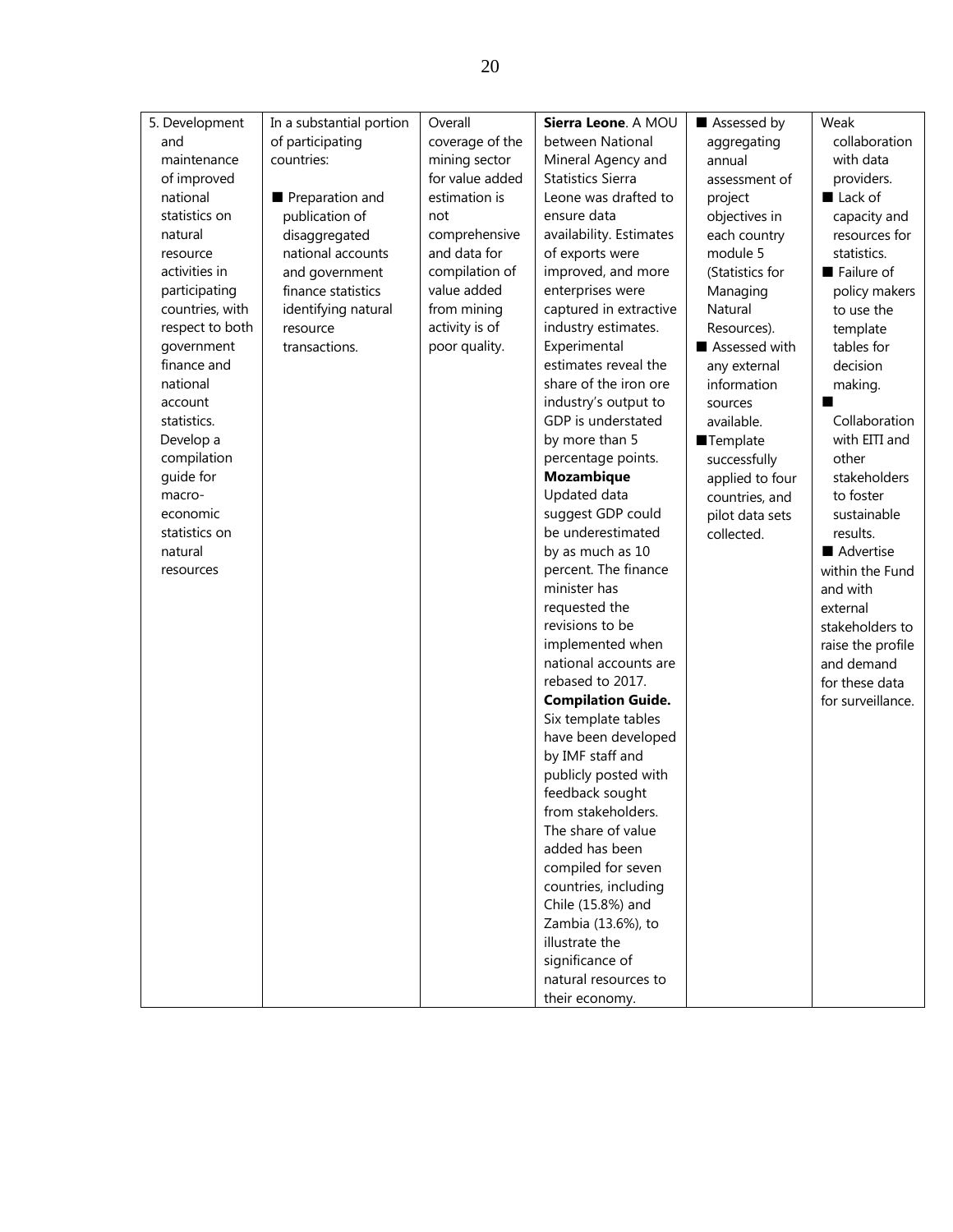| 5. Development and maintenance of improved national statistics on natural resource activities in participating countries, with respect to both government finance and national account statistics. Develop a compilation guide for macro-economic statistics on natural resources | In a substantial portion of participating countries:<br><br>■ Preparation and publication of disaggregated national accounts and government finance statistics identifying natural resource transactions. | Overall coverage of the mining sector for value added estimation is not comprehensive and data for compilation of value added from mining activity is of poor quality. | **Sierra Leone**. A MOU between National Mineral Agency and Statistics Sierra Leone was drafted to ensure data availability. Estimates of exports were improved, and more enterprises were captured in extractive industry estimates. Experimental estimates reveal the share of the iron ore industry's output to GDP is understated by more than 5 percentage points.<br>**Mozambique** Updated data suggest GDP could be underestimated by as much as 10 percent. The finance minister has requested the revisions to be implemented when national accounts are rebased to 2017.<br>**Compilation Guide.** Six template tables have been developed by IMF staff and publicly posted with feedback sought from stakeholders. The share of value added has been compiled for seven countries, including Chile (15.8%) and Zambia (13.6%), to illustrate the significance of natural resources to their economy. | ■ Assessed by aggregating annual assessment of project objectives in each country module 5 (Statistics for Managing Natural Resources).<br>■ Assessed with any external information sources available.<br>■ Template successfully applied to four countries, and pilot data sets collected. | Weak collaboration with data providers.<br>■ Lack of capacity and resources for statistics.<br>■ Failure of policy makers to use the template tables for decision making.<br>■ Collaboration with EITI and other stakeholders to foster sustainable results.<br>■ Advertise within the Fund and with external stakeholders to raise the profile and demand for these data for surveillance. |
|---|---|---|---|---|---|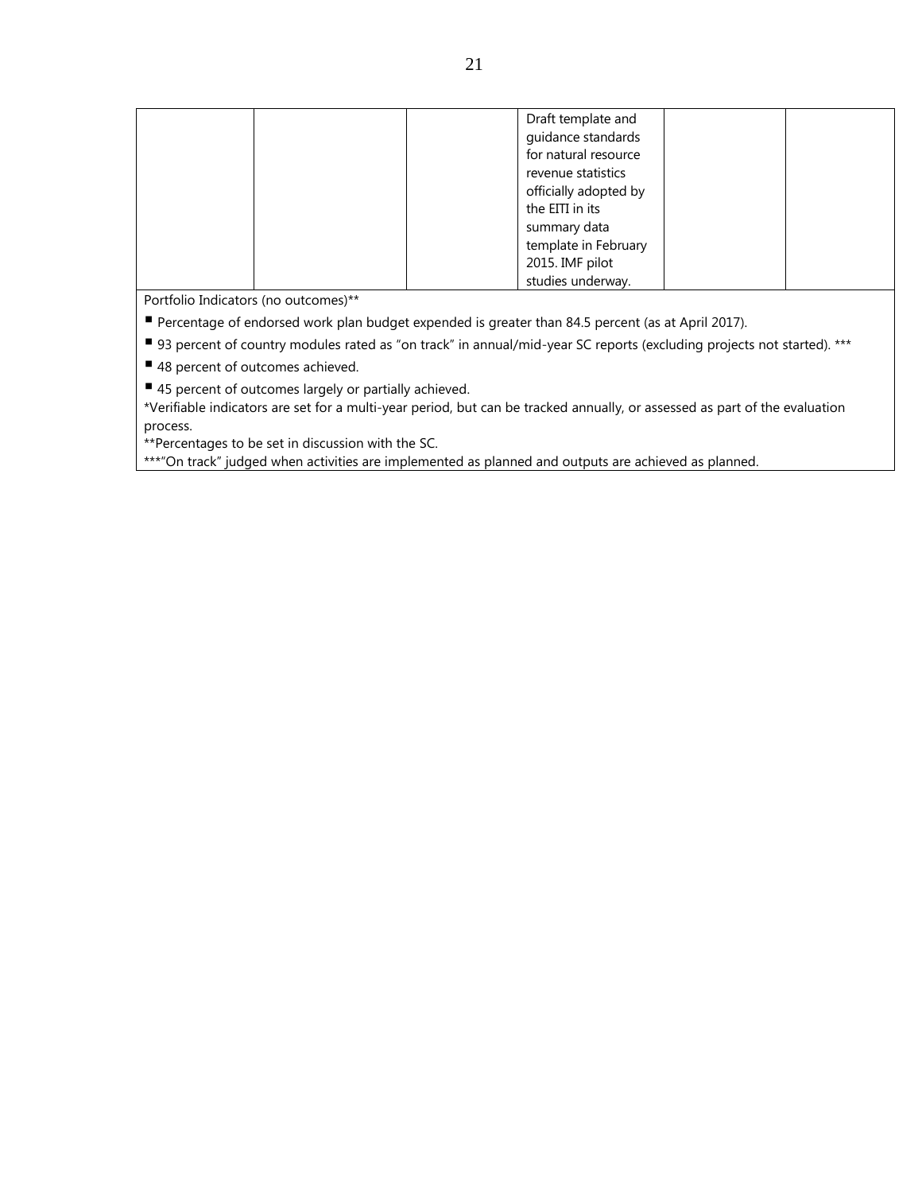| | | | | | |
|---|---|---|---|---|---|
| | | | Draft template and guidance standards for natural resource revenue statistics officially adopted by the EITI in its summary data template in February 2015. IMF pilot studies underway. | | |

Portfolio Indicators (no outcomes)**

- Percentage of endorsed work plan budget expended is greater than 84.5 percent (as at April 2017).
- 93 percent of country modules rated as "on track" in annual/mid-year SC reports (excluding projects not started). ***
- 48 percent of outcomes achieved.
- 45 percent of outcomes largely or partially achieved.

*Verifiable indicators are set for a multi-year period, but can be tracked annually, or assessed as part of the evaluation process.

**Percentages to be set in discussion with the SC.

***"On track" judged when activities are implemented as planned and outputs are achieved as planned.